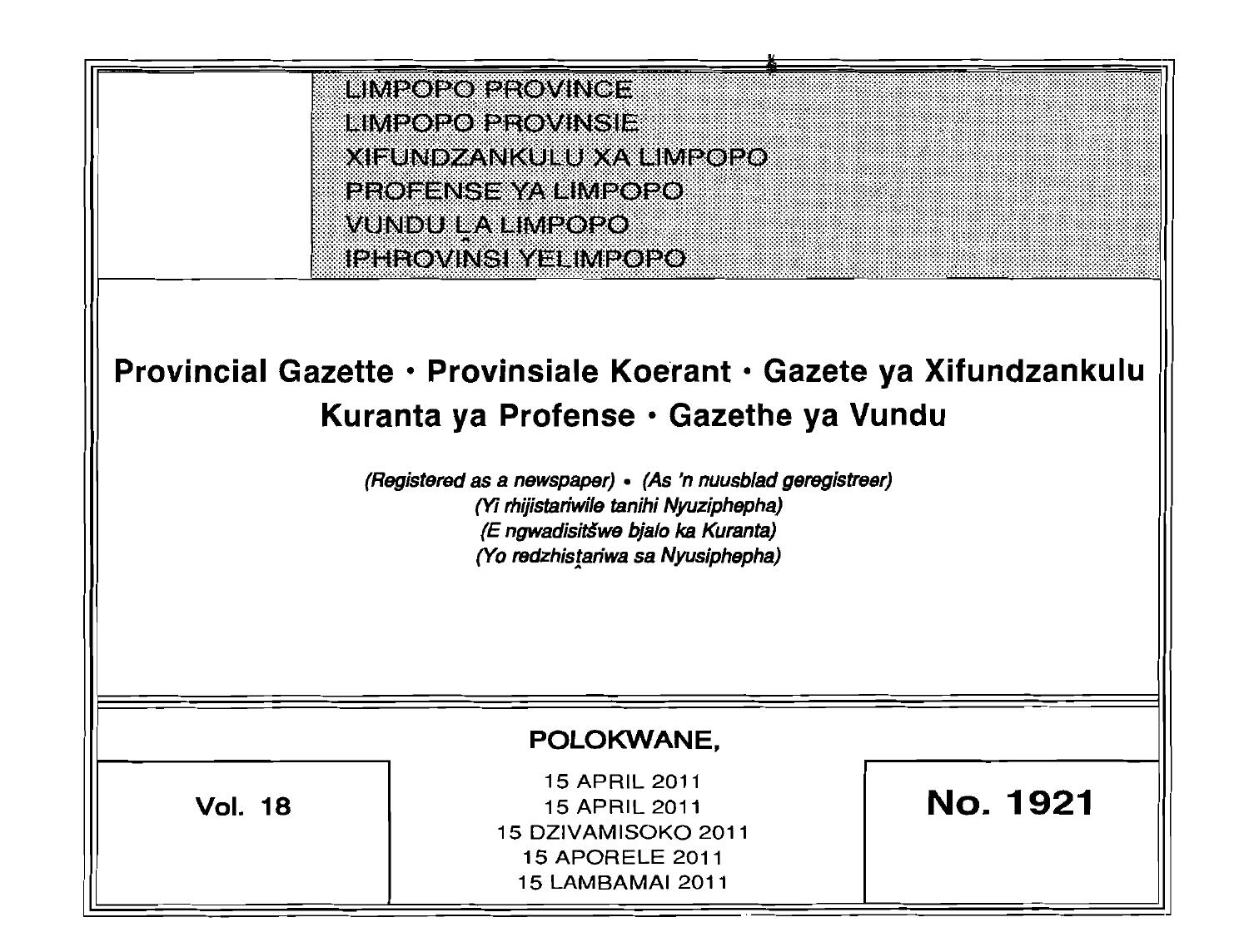LIMPOPO PROVINCE
LIMPOPO PROVINSIE
XIFUNDZANKULU XA LIMPOPO
PROFENSE YA LIMPOPO
VUNDU ḼA LIMPOPO
IPHROVINSI YELIMPOPO

# Provincial Gazette • Provinsiale Koerant • Gazete ya Xifundzankulu Kuranta ya Profense • Gazethe ya Vundu

*(Registered as a newspaper) • (As 'n nuusblad geregistreer)*
*(Yi rhijistariwile tanihi Nyuziphepha)*
*(E ngwadisitšwe bjalo ka Kuranta)*
*(Yo redzhisṱariwa sa Nyusiphepha)*

**POLOKWANE,**

15 APRIL 2011
15 APRIL 2011
15 DZIVAMISOKO 2011
15 APORELE 2011
15 LAMBAMAI 2011

**Vol. 18**

**No. 1921**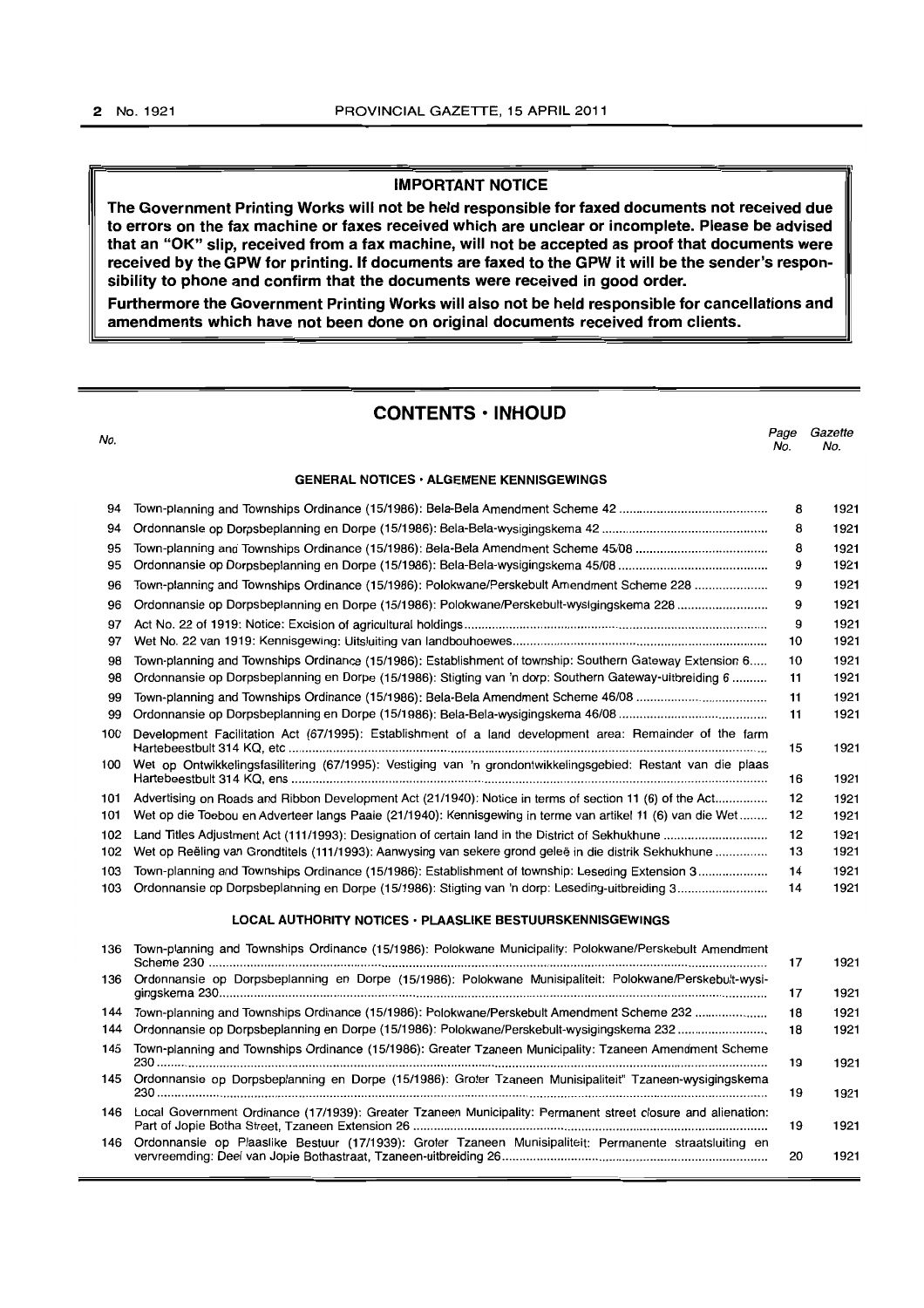**IMPORTANT NOTICE**

**The Government Printing Works will not be held responsible for faxed documents not received due to errors on the fax machine or faxes received which are unclear or incomplete. Please be advised that an "OK" slip, received from a fax machine, will not be accepted as proof that documents were received by the GPW for printing. If documents are faxed to the GPW it will be the sender's responsibility to phone and confirm that the documents were received in good order.**

**Furthermore the Government Printing Works will also not be held responsible for cancellations and amendments which have not been done on original documents received from clients.**

## CONTENTS • INHOUD

| No. | | Page No. | Gazette No. |
|---|---|---|---|
| | **GENERAL NOTICES • ALGEMENE KENNISGEWINGS** | | |
| 94 | Town-planning and Townships Ordinance (15/1986): Bela-Bela Amendment Scheme 42 | 8 | 1921 |
| 94 | Ordonnansie op Dorpsbeplanning en Dorpe (15/1986): Bela-Bela-wysigingskema 42 | 8 | 1921 |
| 95 | Town-planning and Townships Ordinance (15/1986): Bela-Bela Amendment Scheme 45/08 | 8 | 1921 |
| 95 | Ordonnansie op Dorpsbeplanning en Dorpe (15/1986): Bela-Bela-wysigingskema 45/08 | 9 | 1921 |
| 96 | Town-planning and Townships Ordinance (15/1986): Polokwane/Perskebult Amendment Scheme 228 | 9 | 1921 |
| 96 | Ordonnansie op Dorpsbeplanning en Dorpe (15/1986): Polokwane/Perskebult-wysigingskema 228 | 9 | 1921 |
| 97 | Act No. 22 of 1919: Notice: Excision of agricultural holdings | 9 | 1921 |
| 97 | Wet No. 22 van 1919: Kennisgewing: Uitsluiting van landbouhoewes | 10 | 1921 |
| 98 | Town-planning and Townships Ordinance (15/1986): Establishment of township: Southern Gateway Extension 6 | 10 | 1921 |
| 98 | Ordonnansie op Dorpsbeplanning en Dorpe (15/1986): Stigting van 'n dorp: Southern Gateway-uitbreiding 6 | 11 | 1921 |
| 99 | Town-planning and Townships Ordinance (15/1986): Bela-Bela Amendment Scheme 46/08 | 11 | 1921 |
| 99 | Ordonnansie op Dorpsbeplanning en Dorpe (15/1986): Bela-Bela-wysigingskema 46/08 | 11 | 1921 |
| 100 | Development Facilitation Act (67/1995): Establishment of a land development area: Remainder of the farm Hartebeestbult 314 KQ, etc | 15 | 1921 |
| 100 | Wet op Ontwikkelingsfasilitering (67/1995): Vestiging van 'n grondontwikkelingsgebied: Restant van die plaas Hartebeestbult 314 KQ, ens | 16 | 1921 |
| 101 | Advertising on Roads and Ribbon Development Act (21/1940): Notice in terms of section 11 (6) of the Act | 12 | 1921 |
| 101 | Wet op die Toebou en Adverteer langs Paaie (21/1940): Kennisgewing in terme van artikel 11 (6) van die Wet | 12 | 1921 |
| 102 | Land Titles Adjustment Act (111/1993): Designation of certain land in the District of Sekhukhune | 12 | 1921 |
| 102 | Wet op Reëling van Grondtitels (111/1993): Aanwysing van sekere grond geleë in die distrik Sekhukhune | 13 | 1921 |
| 103 | Town-planning and Townships Ordinance (15/1986): Establishment of township: Leseding Extension 3 | 14 | 1921 |
| 103 | Ordonnansie op Dorpsbeplanning en Dorpe (15/1986): Stigting van 'n dorp: Leseding-uitbreiding 3 | 14 | 1921 |
| | **LOCAL AUTHORITY NOTICES • PLAASLIKE BESTUURSKENNISGEWINGS** | | |
| 136 | Town-planning and Townships Ordinance (15/1986): Polokwane Municipality: Polokwane/Perskebult Amendment Scheme 230 | 17 | 1921 |
| 136 | Ordonnansie op Dorpsbeplanning en Dorpe (15/1986): Polokwane Munisipaliteit: Polokwane/Perskebult-wysigingskema 230 | 17 | 1921 |
| 144 | Town-planning and Townships Ordinance (15/1986): Polokwane/Perskebult Amendment Scheme 232 | 18 | 1921 |
| 144 | Ordonnansie op Dorpsbeplanning en Dorpe (15/1986): Polokwane/Perskebult-wysigingskema 232 | 18 | 1921 |
| 145 | Town-planning and Townships Ordinance (15/1986): Greater Tzaneen Municipality: Tzaneen Amendment Scheme 230 | 19 | 1921 |
| 145 | Ordonnansie op Dorpsbeplanning en Dorpe (15/1986): Groter Tzaneen Munisipaliteit" Tzaneen-wysigingskema 230 | 19 | 1921 |
| 146 | Local Government Ordinance (17/1939): Greater Tzaneen Municipality: Permanent street closure and alienation: Part of Jopie Botha Street, Tzaneen Extension 26 | 19 | 1921 |
| 146 | Ordonnansie op Plaaslike Bestuur (17/1939): Groter Tzaneen Munisipaliteit: Permanente straatsluiting en vervreemding: Deel van Jopie Bothastraat, Tzaneen-uitbreiding 26 | 20 | 1921 |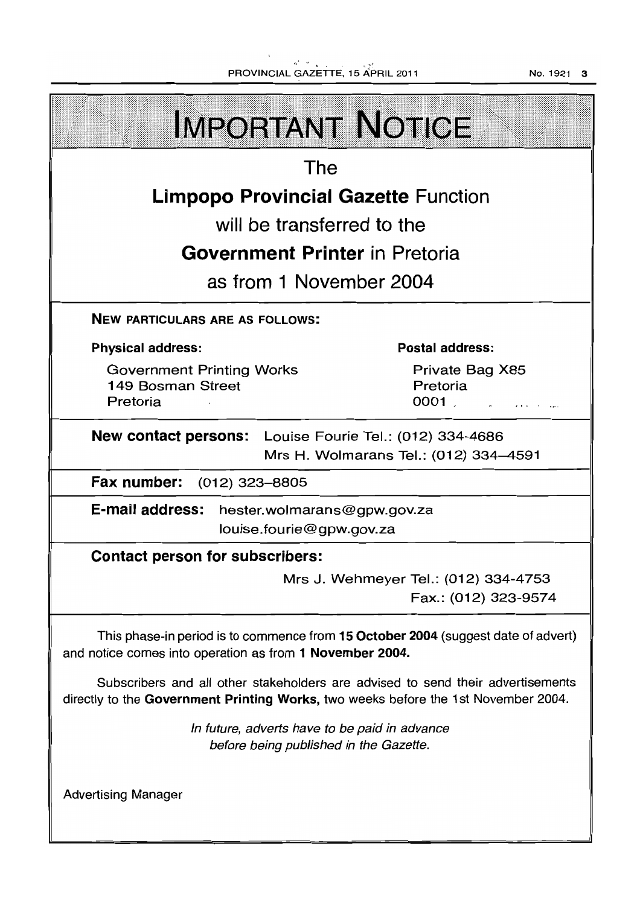# IMPORTANT NOTICE

The

**Limpopo Provincial Gazette** Function

will be transferred to the

**Government Printer** in Pretoria

as from 1 November 2004

**NEW PARTICULARS ARE AS FOLLOWS:**

**Physical address:**

Government Printing Works
149 Bosman Street
Pretoria

**Postal address:**

Private Bag X85
Pretoria
0001

**New contact persons:** Louise Fourie Tel.: (012) 334-4686
Mrs H. Wolmarans Tel.: (012) 334–4591

**Fax number:** (012) 323–8805

**E-mail address:** hester.wolmarans@gpw.gov.za
louise.fourie@gpw.gov.za

**Contact person for subscribers:**

Mrs J. Wehmeyer Tel.: (012) 334-4753
Fax.: (012) 323-9574

This phase-in period is to commence from **15 October 2004** (suggest date of advert) and notice comes into operation as from **1 November 2004.**

Subscribers and all other stakeholders are advised to send their advertisements directly to the **Government Printing Works,** two weeks before the 1st November 2004.

*In future, adverts have to be paid in advance before being published in the Gazette.*

Advertising Manager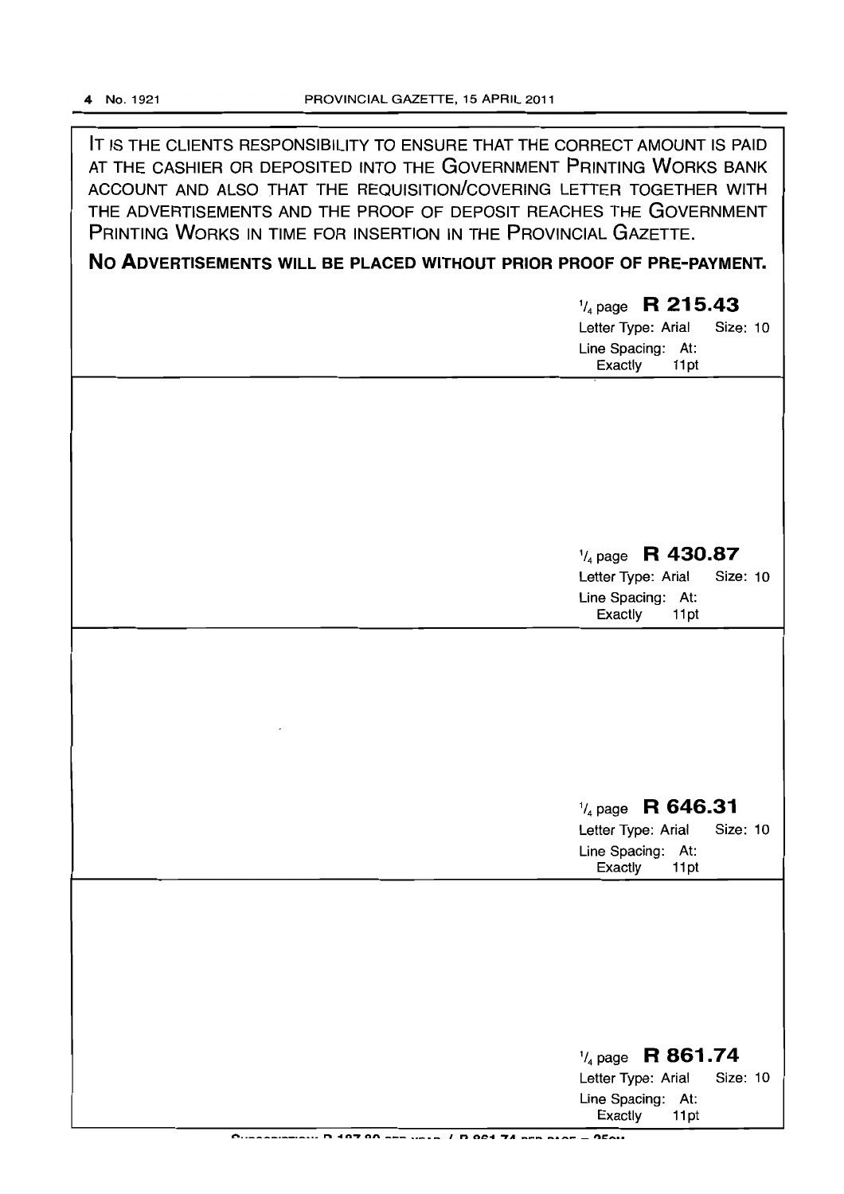IT IS THE CLIENTS RESPONSIBILITY TO ENSURE THAT THE CORRECT AMOUNT IS PAID AT THE CASHIER OR DEPOSITED INTO THE GOVERNMENT PRINTING WORKS BANK ACCOUNT AND ALSO THAT THE REQUISITION/COVERING LETTER TOGETHER WITH THE ADVERTISEMENTS AND THE PROOF OF DEPOSIT REACHES THE GOVERNMENT PRINTING WORKS IN TIME FOR INSERTION IN THE PROVINCIAL GAZETTE.

**NO ADVERTISEMENTS WILL BE PLACED WITHOUT PRIOR PROOF OF PRE-PAYMENT.**

$^1/_4$ page **R 215.43**
Letter Type: Arial Size: 10
Line Spacing: At: Exactly 11pt

---

$^1/_4$ page **R 430.87**
Letter Type: Arial Size: 10
Line Spacing: At: Exactly 11pt

---

$^1/_4$ page **R 646.31**
Letter Type: Arial Size: 10
Line Spacing: At: Exactly 11pt

---

$^1/_4$ page **R 861.74**
Letter Type: Arial Size: 10
Line Spacing: At: Exactly 11pt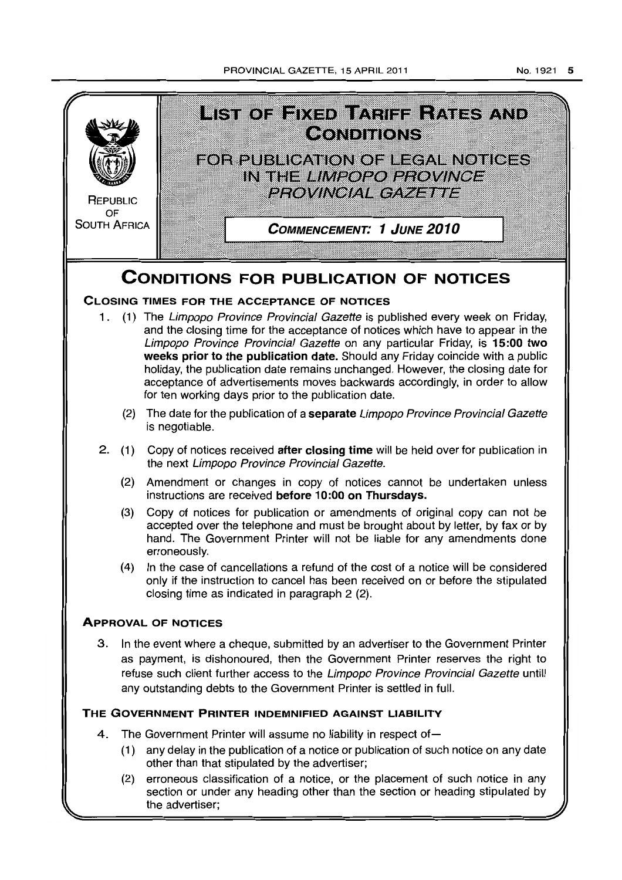REPUBLIC OF SOUTH AFRICA

# LIST OF FIXED TARIFF RATES AND CONDITIONS

## FOR PUBLICATION OF LEGAL NOTICES IN THE *LIMPOPO PROVINCE PROVINCIAL GAZETTE*

**COMMENCEMENT: 1 JUNE 2010**

# CONDITIONS FOR PUBLICATION OF NOTICES

### CLOSING TIMES FOR THE ACCEPTANCE OF NOTICES

1. (1) The *Limpopo Province Provincial Gazette* is published every week on Friday, and the closing time for the acceptance of notices which have to appear in the *Limpopo Province Provincial Gazette* on any particular Friday, is **15:00 two weeks prior to the publication date.** Should any Friday coincide with a public holiday, the publication date remains unchanged. However, the closing date for acceptance of advertisements moves backwards accordingly, in order to allow for ten working days prior to the publication date.

   (2) The date for the publication of a **separate** *Limpopo Province Provincial Gazette* is negotiable.

2. (1) Copy of notices received **after closing time** will be held over for publication in the next *Limpopo Province Provincial Gazette.*

   (2) Amendment or changes in copy of notices cannot be undertaken unless instructions are received **before 10:00 on Thursdays.**

   (3) Copy of notices for publication or amendments of original copy can not be accepted over the telephone and must be brought about by letter, by fax or by hand. The Government Printer will not be liable for any amendments done erroneously.

   (4) In the case of cancellations a refund of the cost of a notice will be considered only if the instruction to cancel has been received on or before the stipulated closing time as indicated in paragraph 2 (2).

### APPROVAL OF NOTICES

3. In the event where a cheque, submitted by an advertiser to the Government Printer as payment, is dishonoured, then the Government Printer reserves the right to refuse such client further access to the *Limpopo Province Provincial Gazette* until any outstanding debts to the Government Printer is settled in full.

### THE GOVERNMENT PRINTER INDEMNIFIED AGAINST LIABILITY

4. The Government Printer will assume no liability in respect of—

   (1) any delay in the publication of a notice or publication of such notice on any date other than that stipulated by the advertiser;

   (2) erroneous classification of a notice, or the placement of such notice in any section or under any heading other than the section or heading stipulated by the advertiser;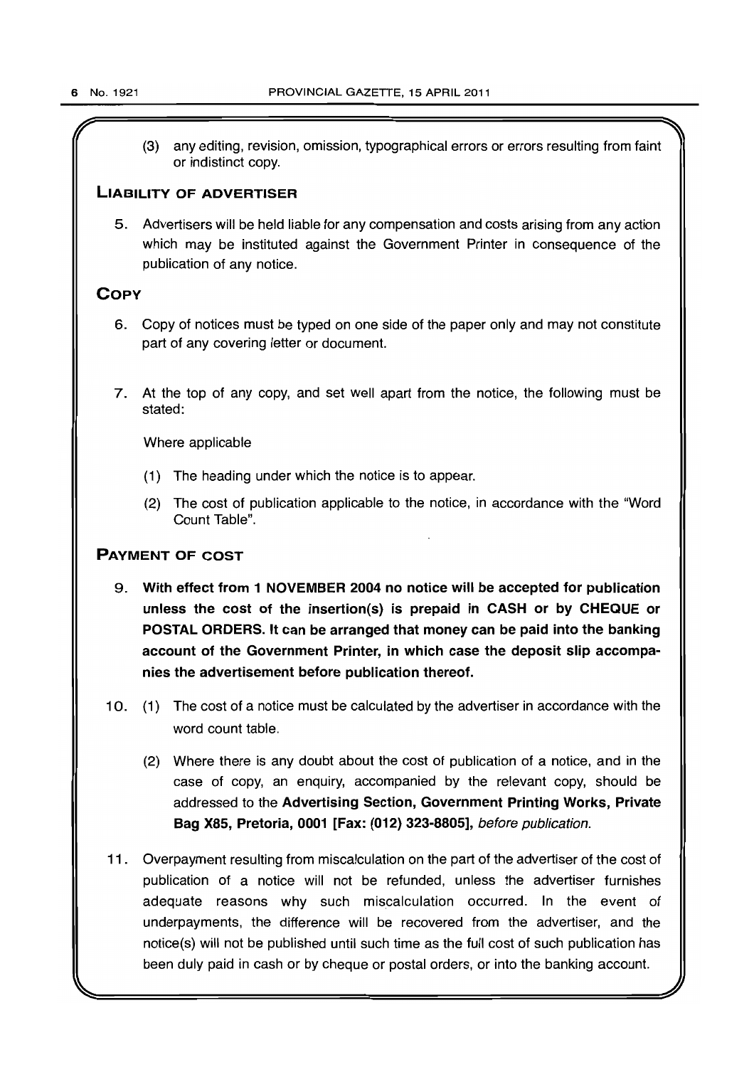(3) any editing, revision, omission, typographical errors or errors resulting from faint or indistinct copy.

## LIABILITY OF ADVERTISER

5. Advertisers will be held liable for any compensation and costs arising from any action which may be instituted against the Government Printer in consequence of the publication of any notice.

## COPY

6. Copy of notices must be typed on one side of the paper only and may not constitute part of any covering letter or document.

7. At the top of any copy, and set well apart from the notice, the following must be stated:

   Where applicable

   (1) The heading under which the notice is to appear.

   (2) The cost of publication applicable to the notice, in accordance with the "Word Count Table".

## PAYMENT OF COST

9. **With effect from 1 NOVEMBER 2004 no notice will be accepted for publication unless the cost of the insertion(s) is prepaid in CASH or by CHEQUE or POSTAL ORDERS. It can be arranged that money can be paid into the banking account of the Government Printer, in which case the deposit slip accompanies the advertisement before publication thereof.**

10. (1) The cost of a notice must be calculated by the advertiser in accordance with the word count table.

    (2) Where there is any doubt about the cost of publication of a notice, and in the case of copy, an enquiry, accompanied by the relevant copy, should be addressed to the **Advertising Section, Government Printing Works, Private Bag X85, Pretoria, 0001 [Fax: (012) 323-8805],** *before publication.*

11. Overpayment resulting from miscalculation on the part of the advertiser of the cost of publication of a notice will not be refunded, unless the advertiser furnishes adequate reasons why such miscalculation occurred. In the event of underpayments, the difference will be recovered from the advertiser, and the notice(s) will not be published until such time as the full cost of such publication has been duly paid in cash or by cheque or postal orders, or into the banking account.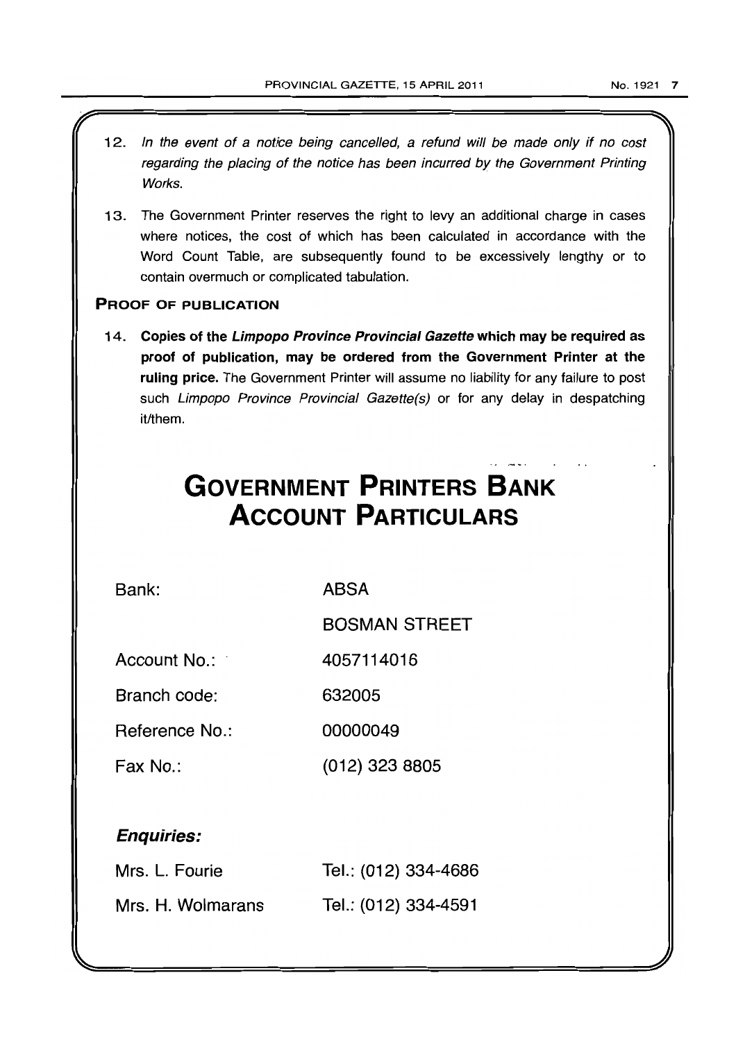12. *In the event of a notice being cancelled, a refund will be made only if no cost regarding the placing of the notice has been incurred by the Government Printing Works.*

13. The Government Printer reserves the right to levy an additional charge in cases where notices, the cost of which has been calculated in accordance with the Word Count Table, are subsequently found to be excessively lengthy or to contain overmuch or complicated tabulation.

**PROOF OF PUBLICATION**

14. **Copies of the *Limpopo Province Provincial Gazette* which may be required as proof of publication, may be ordered from the Government Printer at the ruling price.** The Government Printer will assume no liability for any failure to post such *Limpopo Province Provincial Gazette(s)* or for any delay in despatching it/them.

# GOVERNMENT PRINTERS BANK ACCOUNT PARTICULARS

| | |
|---|---|
| Bank: | ABSA |
| | BOSMAN STREET |
| Account No.: | 4057114016 |
| Branch code: | 632005 |
| Reference No.: | 00000049 |
| Fax No.: | (012) 323 8805 |

***Enquiries:***

| | |
|---|---|
| Mrs. L. Fourie | Tel.: (012) 334-4686 |
| Mrs. H. Wolmarans | Tel.: (012) 334-4591 |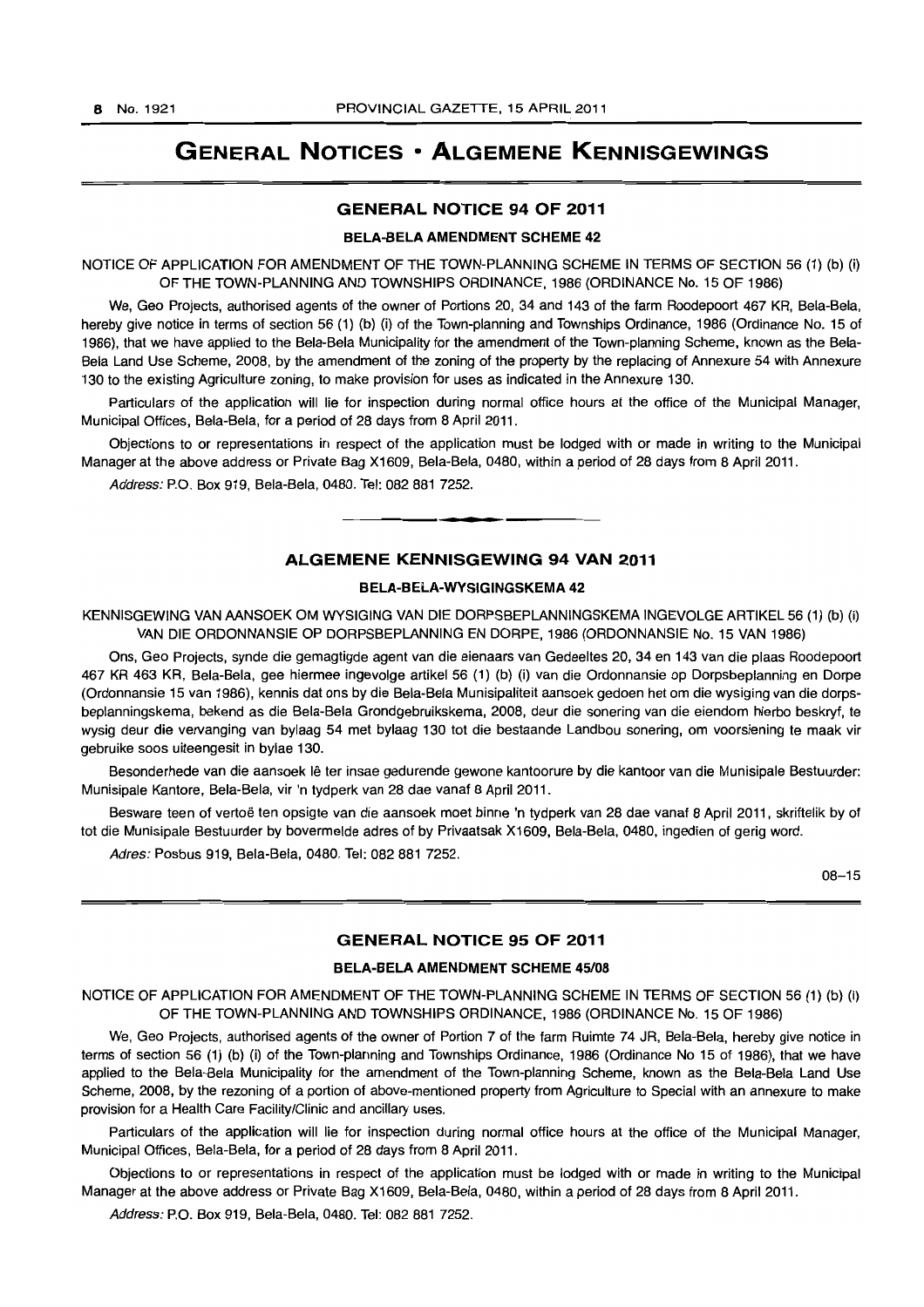# GENERAL NOTICES • ALGEMENE KENNISGEWINGS

## GENERAL NOTICE 94 OF 2011

### BELA-BELA AMENDMENT SCHEME 42

NOTICE OF APPLICATION FOR AMENDMENT OF THE TOWN-PLANNING SCHEME IN TERMS OF SECTION 56 (1) (b) (i) OF THE TOWN-PLANNING AND TOWNSHIPS ORDINANCE, 1986 (ORDINANCE No. 15 OF 1986)

We, Geo Projects, authorised agents of the owner of Portions 20, 34 and 143 of the farm Roodepoort 467 KR, Bela-Bela, hereby give notice in terms of section 56 (1) (b) (i) of the Town-planning and Townships Ordinance, 1986 (Ordinance No. 15 of 1986), that we have applied to the Bela-Bela Municipality for the amendment of the Town-planning Scheme, known as the Bela-Bela Land Use Scheme, 2008, by the amendment of the zoning of the property by the replacing of Annexure 54 with Annexure 130 to the existing Agriculture zoning, to make provision for uses as indicated in the Annexure 130.

Particulars of the application will lie for inspection during normal office hours at the office of the Municipal Manager, Municipal Offices, Bela-Bela, for a period of 28 days from 8 April 2011.

Objections to or representations in respect of the application must be lodged with or made in writing to the Municipal Manager at the above address or Private Bag X1609, Bela-Bela, 0480, within a period of 28 days from 8 April 2011.

*Address:* P.O. Box 919, Bela-Bela, 0480. Tel: 082 881 7252.

---

## ALGEMENE KENNISGEWING 94 VAN 2011

### BELA-BELA-WYSIGINGSKEMA 42

KENNISGEWING VAN AANSOEK OM WYSIGING VAN DIE DORPSBEPLANNINGSKEMA INGEVOLGE ARTIKEL 56 (1) (b) (i) VAN DIE ORDONNANSIE OP DORPSBEPLANNING EN DORPE, 1986 (ORDONNANSIE No. 15 VAN 1986)

Ons, Geo Projects, synde die gemagtigde agent van die eienaars van Gedeeltes 20, 34 en 143 van die plaas Roodepoort 467 KR 463 KR, Bela-Bela, gee hiermee ingevolge artikel 56 (1) (b) (i) van die Ordonnansie op Dorpsbeplanning en Dorpe (Ordonnansie 15 van 1986), kennis dat ons by die Bela-Bela Munisipaliteit aansoek gedoen het om die wysiging van die dorpsbeplanningskema, bekend as die Bela-Bela Grondgebruikskema, 2008, deur die sonering van die eiendom hierbo beskryf, te wysig deur die vervanging van bylaag 54 met bylaag 130 tot die bestaande Landbou sonering, om voorsiening te maak vir gebruike soos uiteengesit in bylae 130.

Besonderhede van die aansoek lê ter insae gedurende gewone kantoorure by die kantoor van die Munisipale Bestuurder: Munisipale Kantore, Bela-Bela, vir 'n tydperk van 28 dae vanaf 8 April 2011.

Besware teen of vertoë ten opsigte van die aansoek moet binne 'n tydperk van 28 dae vanaf 8 April 2011, skriftelik by of tot die Munisipale Bestuurder by bovermelde adres of by Privaatsak X1609, Bela-Bela, 0480, ingedien of gerig word.

*Adres:* Posbus 919, Bela-Bela, 0480. Tel: 082 881 7252.

08–15

---

## GENERAL NOTICE 95 OF 2011

### BELA-BELA AMENDMENT SCHEME 45/08

NOTICE OF APPLICATION FOR AMENDMENT OF THE TOWN-PLANNING SCHEME IN TERMS OF SECTION 56 (1) (b) (i) OF THE TOWN-PLANNING AND TOWNSHIPS ORDINANCE, 1986 (ORDINANCE No. 15 OF 1986)

We, Geo Projects, authorised agents of the owner of Portion 7 of the farm Ruimte 74 JR, Bela-Bela, hereby give notice in terms of section 56 (1) (b) (i) of the Town-planning and Townships Ordinance, 1986 (Ordinance No 15 of 1986), that we have applied to the Bela-Bela Municipality for the amendment of the Town-planning Scheme, known as the Bela-Bela Land Use Scheme, 2008, by the rezoning of a portion of above-mentioned property from Agriculture to Special with an annexure to make provision for a Health Care Facility/Clinic and ancillary uses.

Particulars of the application will lie for inspection during normal office hours at the office of the Municipal Manager, Municipal Offices, Bela-Bela, for a period of 28 days from 8 April 2011.

Objections to or representations in respect of the application must be lodged with or made in writing to the Municipal Manager at the above address or Private Bag X1609, Bela-Bela, 0480, within a period of 28 days from 8 April 2011.

*Address:* P.O. Box 919, Bela-Bela, 0480. Tel: 082 881 7252.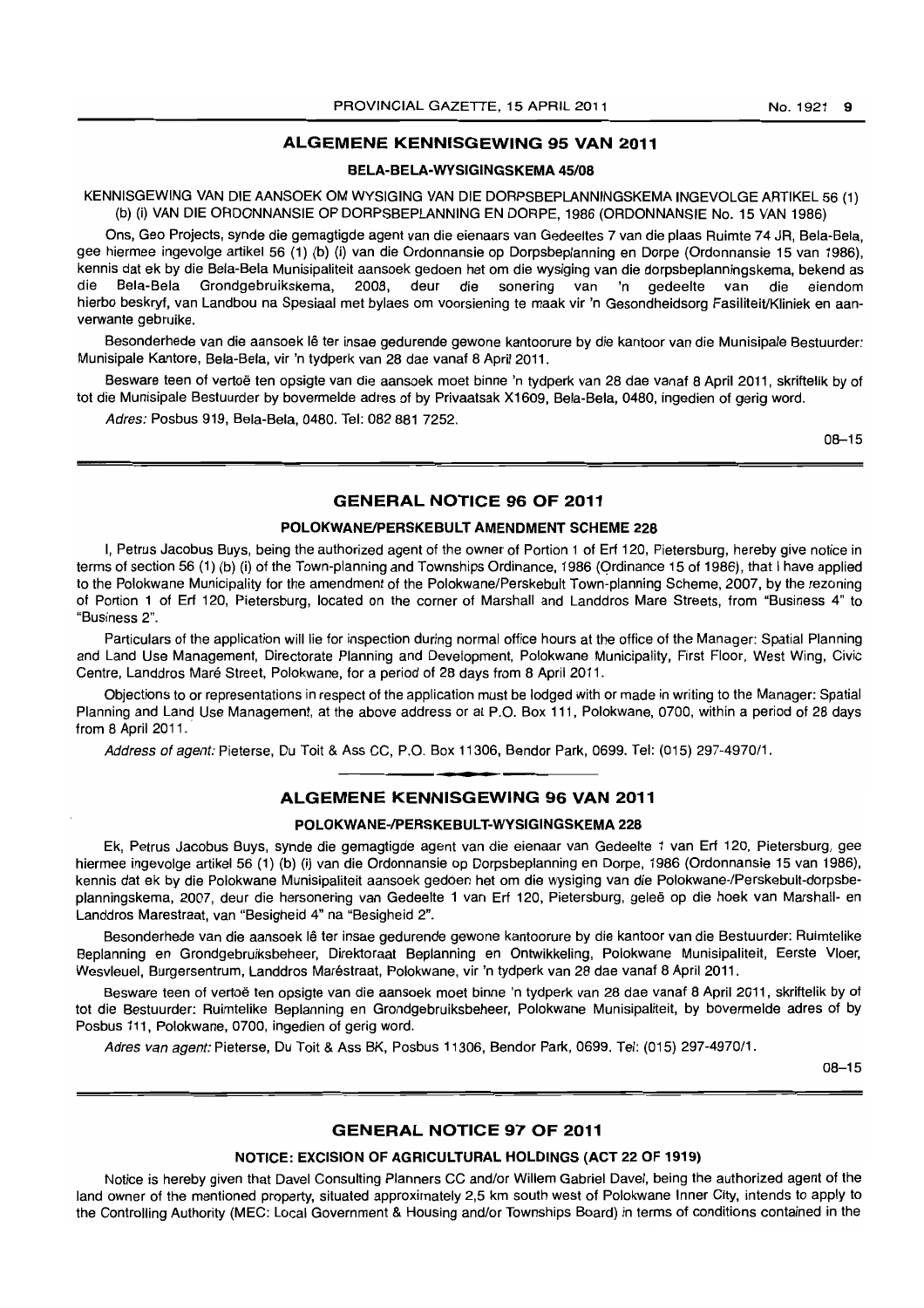## ALGEMENE KENNISGEWING 95 VAN 2011

### BELA-BELA-WYSIGINGSKEMA 45/08

KENNISGEWING VAN DIE AANSOEK OM WYSIGING VAN DIE DORPSBEPLANNINGSKEMA INGEVOLGE ARTIKEL 56 (1) (b) (i) VAN DIE ORDONNANSIE OP DORPSBEPLANNING EN DORPE, 1986 (ORDONNANSIE No. 15 VAN 1986)

Ons, Geo Projects, synde die gemagtigde agent van die eienaars van Gedeeltes 7 van die plaas Ruimte 74 JR, Bela-Bela, gee hiermee ingevolge artikel 56 (1) (b) (i) van die Ordonnansie op Dorpsbeplanning en Dorpe (Ordonnansie 15 van 1986), kennis dat ek by die Bela-Bela Munisipaliteit aansoek gedoen het om die wysiging van die dorpsbeplanningskema, bekend as die Bela-Bela Grondgebruikskema, 2008, deur die sonering van 'n gedeelte van die eiendom hierbo beskryf, van Landbou na Spesiaal met bylaes om voorsiening te maak vir 'n Gesondheidsorg Fasiliteit/Kliniek en aanverwante gebruike.

Besonderhede van die aansoek lê ter insae gedurende gewone kantoorure by die kantoor van die Munisipale Bestuurder: Munisipale Kantore, Bela-Bela, vir 'n tydperk van 28 dae vanaf 8 April 2011.

Besware teen of vertoë ten opsigte van die aansoek moet binne 'n tydperk van 28 dae vanaf 8 April 2011, skriftelik by of tot die Munisipale Bestuurder by bovermelde adres of by Privaatsak X1609, Bela-Bela, 0480, ingedien of gerig word.

*Adres:* Posbus 919, Bela-Bela, 0480. Tel: 082 881 7252.

08–15

## GENERAL NOTICE 96 OF 2011

### POLOKWANE/PERSKEBULT AMENDMENT SCHEME 228

I, Petrus Jacobus Buys, being the authorized agent of the owner of Portion 1 of Erf 120, Pietersburg, hereby give notice in terms of section 56 (1) (b) (i) of the Town-planning and Townships Ordinance, 1986 (Ordinance 15 of 1986), that I have applied to the Polokwane Municipality for the amendment of the Polokwane/Perskebult Town-planning Scheme, 2007, by the rezoning of Portion 1 of Erf 120, Pietersburg, located on the corner of Marshall and Landdros Mare Streets, from "Business 4" to "Business 2".

Particulars of the application will lie for inspection during normal office hours at the office of the Manager: Spatial Planning and Land Use Management, Directorate Planning and Development, Polokwane Municipality, First Floor, West Wing, Civic Centre, Landdros Maré Street, Polokwane, for a period of 28 days from 8 April 2011.

Objections to or representations in respect of the application must be lodged with or made in writing to the Manager: Spatial Planning and Land Use Management, at the above address or at P.O. Box 111, Polokwane, 0700, within a period of 28 days from 8 April 2011.

*Address of agent:* Pieterse, Du Toit & Ass CC, P.O. Box 11306, Bendor Park, 0699. Tel: (015) 297-4970/1.

## ALGEMENE KENNISGEWING 96 VAN 2011

### POLOKWANE-/PERSKEBULT-WYSIGINGSKEMA 228

Ek, Petrus Jacobus Buys, synde die gemagtigde agent van die eienaar van Gedeelte 1 van Erf 120, Pietersburg, gee hiermee ingevolge artikel 56 (1) (b) (i) van die Ordonnansie op Dorpsbeplanning en Dorpe, 1986 (Ordonnansie 15 van 1986), kennis dat ek by die Polokwane Munisipaliteit aansoek gedoen het om die wysiging van die Polokwane-/Perskebult-dorpsbeplanningskema, 2007, deur die hersonering van Gedeelte 1 van Erf 120, Pietersburg, geleë op die hoek van Marshall- en Landdros Marestraat, van "Besigheid 4" na "Besigheid 2".

Besonderhede van die aansoek lê ter insae gedurende gewone kantoorure by die kantoor van die Bestuurder: Ruimtelike Beplanning en Grondgebruiksbeheer, Direktoraat Beplanning en Ontwikkeling, Polokwane Munisipaliteit, Eerste Vloer, Wesvleuel, Burgersentrum, Landdros Maréstraat, Polokwane, vir 'n tydperk van 28 dae vanaf 8 April 2011.

Besware teen of vertoë ten opsigte van die aansoek moet binne 'n tydperk van 28 dae vanaf 8 April 2011, skriftelik by of tot die Bestuurder: Ruimtelike Beplanning en Grondgebruiksbeheer, Polokwane Munisipaliteit, by bovermelde adres of by Posbus 111, Polokwane, 0700, ingedien of gerig word.

*Adres van agent:* Pieterse, Du Toit & Ass BK, Posbus 11306, Bendor Park, 0699. Tel: (015) 297-4970/1.

08–15

## GENERAL NOTICE 97 OF 2011

### NOTICE: EXCISION OF AGRICULTURAL HOLDINGS (ACT 22 OF 1919)

Notice is hereby given that Davel Consulting Planners CC and/or Willem Gabriel Davel, being the authorized agent of the land owner of the mentioned property, situated approximately 2,5 km south west of Polokwane Inner City, intends to apply to the Controlling Authority (MEC: Local Government & Housing and/or Townships Board) in terms of conditions contained in the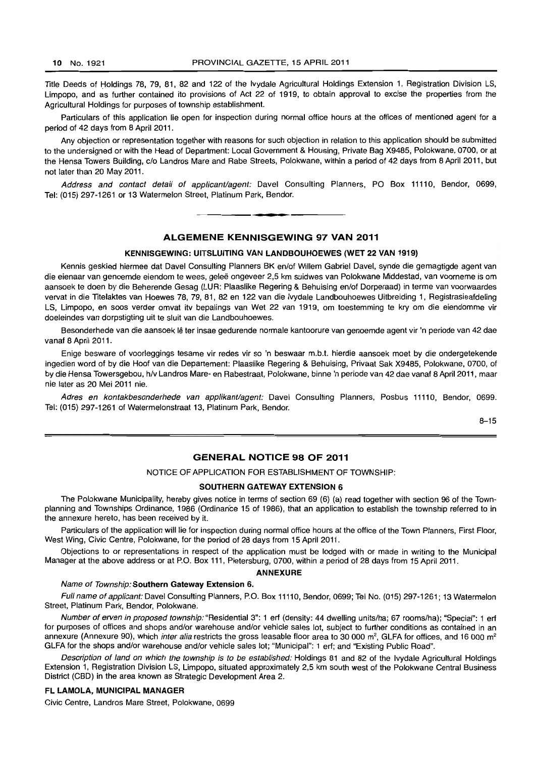Title Deeds of Holdings 78, 79, 81, 82 and 122 of the Ivydale Agricultural Holdings Extension 1, Registration Division LS, Limpopo, and as further contained ito provisions of Act 22 of 1919, to obtain approval to excise the properties from the Agricultural Holdings for purposes of township establishment.

Particulars of this application lie open for inspection during normal office hours at the offices of mentioned agent for a period of 42 days from 8 April 2011.

Any objection or representation together with reasons for such objection in relation to this application should be submitted to the undersigned or with the Head of Department: Local Government & Housing, Private Bag X9485, Polokwane, 0700, or at the Hensa Towers Building, c/o Landros Mare and Rabe Streets, Polokwane, within a period of 42 days from 8 April 2011, but not later than 20 May 2011.

*Address and contact detail of applicant/agent:* Davel Consulting Planners, PO Box 11110, Bendor, 0699, Tel: (015) 297-1261 or 13 Watermelon Street, Platinum Park, Bendor.

## ALGEMENE KENNISGEWING 97 VAN 2011

### KENNISGEWING: UITSLUITING VAN LANDBOUHOEWES (WET 22 VAN 1919)

Kennis geskied hiermee dat Davel Consulting Planners BK en/of Willem Gabriel Davel, synde die gemagtigde agent van die eienaar van genoemde eiendom te wees, geleë ongeveer 2,5 km suidwes van Polokwane Middestad, van voorneme is om aansoek te doen by die Beherende Gesag (LUR: Plaaslike Regering & Behuising en/of Dorperaad) in terme van voorwaardes vervat in die Titelaktes van Hoewes 78, 79, 81, 82 en 122 van die Ivydale Landbouhoewes Uitbreiding 1, Registrasieafdeling LS, Limpopo, en soos verder omvat itv bepalings van Wet 22 van 1919, om toestemming te kry om die eiendomme vir doeleindes van dorpstigting uit te sluit van die Landbouhoewes.

Besonderhede van die aansoek lê ter insae gedurende normale kantoorure van genoemde agent vir 'n periode van 42 dae vanaf 8 April 2011.

Enige besware of voorleggings tesame vir redes vir so 'n beswaar m.b.t. hierdie aansoek moet by die ondergetekende ingedien word of by die Hoof van die Departement: Plaaslike Regering & Behuising, Privaat Sak X9485, Polokwane, 0700, of by die Hensa Towersgebou, h/v Landros Mare- en Rabestraat, Polokwane, binne 'n periode van 42 dae vanaf 8 April 2011, maar nie later as 20 Mei 2011 nie.

*Adres en kontakbesonderhede van applikant/agent:* Davel Consulting Planners, Posbus 11110, Bendor, 0699. Tel: (015) 297-1261 of Watermelonstraat 13, Platinum Park, Bendor.

8–15

## GENERAL NOTICE 98 OF 2011

NOTICE OF APPLICATION FOR ESTABLISHMENT OF TOWNSHIP:

### SOUTHERN GATEWAY EXTENSION 6

The Polokwane Municipality, hereby gives notice in terms of section 69 (6) (a) read together with section 96 of the Town-planning and Townships Ordinance, 1986 (Ordinance 15 of 1986), that an application to establish the township referred to in the annexure hereto, has been received by it.

Particulars of the application will lie for inspection during normal office hours at the office of the Town Planners, First Floor, West Wing, Civic Centre, Polokwane, for the period of 28 days from 15 April 2011.

Objections to or representations in respect of the application must be lodged with or made in writing to the Municipal Manager at the above address or at P.O. Box 111, Pietersburg, 0700, within a period of 28 days from 15 April 2011.

#### ANNEXURE

*Name of Township:* **Southern Gateway Extension 6.**

*Full name of applicant:* Davel Consulting Planners, P.O. Box 11110, Bendor, 0699; Tel No. (015) 297-1261; 13 Watermelon Street, Platinum Park, Bendor, Polokwane.

*Number of erven in proposed township:* "Residential 3": 1 erf (density: 44 dwelling units/ha; 67 rooms/ha); "Special": 1 erf for purposes of offices and shops and/or warehouse and/or vehicle sales lot, subject to further conditions as contained in an annexure (Annexure 90), which *inter alia* restricts the gross leasable floor area to 30 000 m², GLFA for offices, and 16 000 m² GLFA for the shops and/or warehouse and/or vehicle sales lot; "Municipal": 1 erf; and "Existing Public Road".

*Description of land on which the township is to be established:* Holdings 81 and 82 of the Ivydale Agricultural Holdings Extension 1, Registration Division LS, Limpopo, situated approximately 2,5 km south west of the Polokwane Central Business District (CBD) in the area known as Strategic Development Area 2.

**FL LAMOLA, MUNICIPAL MANAGER**

Civic Centre, Landros Mare Street, Polokwane, 0699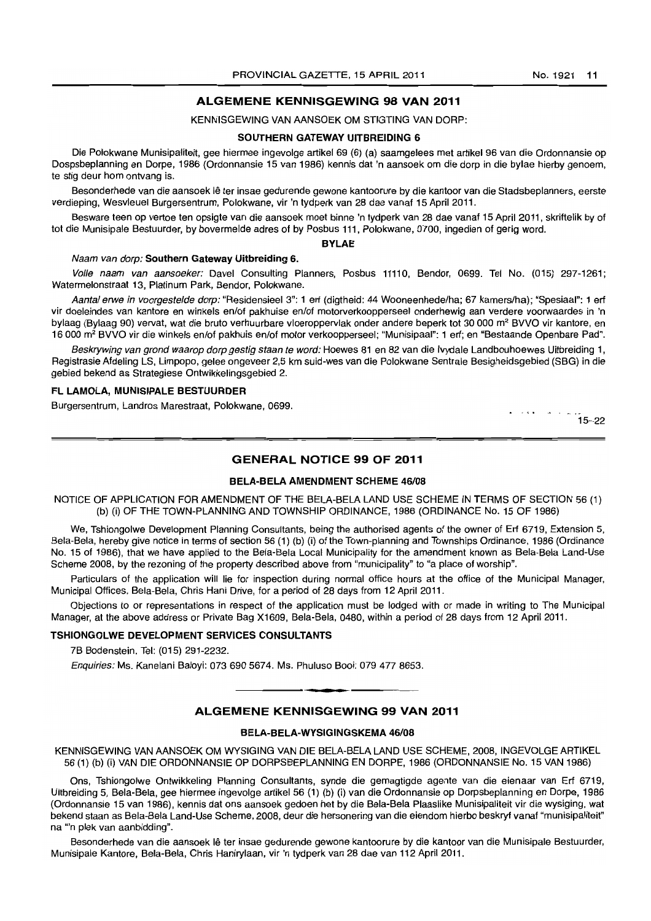## ALGEMENE KENNISGEWING 98 VAN 2011

KENNISGEWING VAN AANSOEK OM STIGTING VAN DORP:

**SOUTHERN GATEWAY UITBREIDING 6**

Die Polokwane Munisipaliteit, gee hiermee ingevolge artikel 69 (6) (a) saamgelees met artikel 96 van die Ordonnansie op Dospsbeplanning en Dorpe, 1986 (Ordonnansie 15 van 1986) kennis dat 'n aansoek om die dorp in die bylae hierby genoem, te stig deur hom ontvang is.

Besonderhede van die aansoek lê ter insae gedurende gewone kantoorure by die kantoor van die Stadsbeplanners, eerste verdieping, Wesvleuel Burgersentrum, Polokwane, vir 'n tydperk van 28 dae vanaf 15 April 2011.

Besware teen op vertoe ten opsigte van die aansoek moet binne 'n tydperk van 28 dae vanaf 15 April 2011, skriftelik by of tot die Munisipale Bestuurder, by bovermelde adres of by Posbus 111, Polokwane, 0700, ingedien of gerig word.

**BYLAE**

*Naam van dorp:* **Southern Gateway Uitbreiding 6.**

*Volle naam van aansoeker:* Davel Consulting Planners, Posbus 11110, Bendor, 0699. Tel No. (015) 297-1261; Watermelonstraat 13, Platinum Park, Bendor, Polokwane.

*Aantal erwe in voorgestelde dorp:* "Residensieel 3": 1 erf (digtheid: 44 Wooneenhede/ha; 67 kamers/ha); "Spesiaal": 1 erf vir doeleindes van kantore en winkels en/of pakhuise en/of motorverkoopperseel onderhewig aan verdere voorwaardes in 'n bylaag (Bylaag 90) vervat, wat die bruto verhuurbare vloeroppervlak onder andere beperk tot 30 000 m² BVVO vir kantore, en 16 000 m² BVVO vir die winkels en/of pakhuis en/of motor verkoopperseel; "Munisipaal": 1 erf; en "Bestaande Openbare Pad".

*Beskrywing van grond waarop dorp gestig staan te word:* Hoewes 81 en 82 van die Ivydale Landbouhoewes Uitbreiding 1, Registrasie Afdeling LS, Limpopo, gelee ongeveer 2,5 km suid-wes van die Polokwane Sentrale Besigheidsgebied (SBG) in die gebied bekend as Strategiese Ontwikkelingsgebied 2.

**FL LAMOLA, MUNISIPALE BESTUURDER**

Burgersentrum, Landros Marestraat, Polokwane, 0699.

15–22

## GENERAL NOTICE 99 OF 2011

**BELA-BELA AMENDMENT SCHEME 46/08**

NOTICE OF APPLICATION FOR AMENDMENT OF THE BELA-BELA LAND USE SCHEME IN TERMS OF SECTION 56 (1) (b) (i) OF THE TOWN-PLANNING AND TOWNSHIP ORDINANCE, 1986 (ORDINANCE No. 15 OF 1986)

We, Tshiongolwe Development Planning Consultants, being the authorised agents of the owner of Erf 6719, Extension 5, Bela-Bela, hereby give notice in terms of section 56 (1) (b) (i) of the Town-planning and Townships Ordinance, 1986 (Ordinance No. 15 of 1986), that we have applied to the Bela-Bela Local Municipality for the amendment known as Bela-Bela Land-Use Scheme 2008, by the rezoning of the property described above from "municipality" to "a place of worship".

Particulars of the application will lie for inspection during normal office hours at the office of the Municipal Manager, Municipal Offices, Bela-Bela, Chris Hani Drive, for a period of 28 days from 12 April 2011.

Objections to or representations in respect of the application must be lodged with or made in writing to The Municipal Manager, at the above address or Private Bag X1609, Bela-Bela, 0480, within a period of 28 days from 12 April 2011.

**TSHIONGOLWE DEVELOPMENT SERVICES CONSULTANTS**

7B Bodenstein. Tel: (015) 291-2232.

*Enquiries:* Ms. Kanelani Baloyi: 073 690 5674. Ms. Phuluso Booi: 079 477 8653.

## ALGEMENE KENNISGEWING 99 VAN 2011

**BELA-BELA-WYSIGINGSKEMA 46/08**

KENNISGEWING VAN AANSOEK OM WYSIGING VAN DIE BELA-BELA LAND USE SCHEME, 2008, INGEVOLGE ARTIKEL 56 (1) (b) (i) VAN DIE ORDONNANSIE OP DORPSBEPLANNING EN DORPE, 1986 (ORDONNANSIE No. 15 VAN 1986)

Ons, Tshiongolwe Ontwikkeling Planning Consultants, synde die gemagtigde agente van die eienaar van Erf 6719, Uitbreiding 5, Bela-Bela, gee hiermee ingevolge artikel 56 (1) (b) (i) van die Ordonnansie op Dorpsbeplanning en Dorpe, 1986 (Ordonnansie 15 van 1986), kennis dat ons aansoek gedoen het by die Bela-Bela Plaaslike Munisipaliteit vir die wysiging, wat bekend staan as Bela-Bela Land-Use Scheme, 2008, deur die hersonering van die eiendom hierbo beskryf vanaf "munisipaliteit" na "'n plek van aanbidding".

Besonderhede van die aansoek lê ter insae gedurende gewone kantoorure by die kantoor van die Munisipale Bestuurder, Munisipale Kantore, Bela-Bela, Chris Hanirylaan, vir 'n tydperk van 28 dae van 112 April 2011.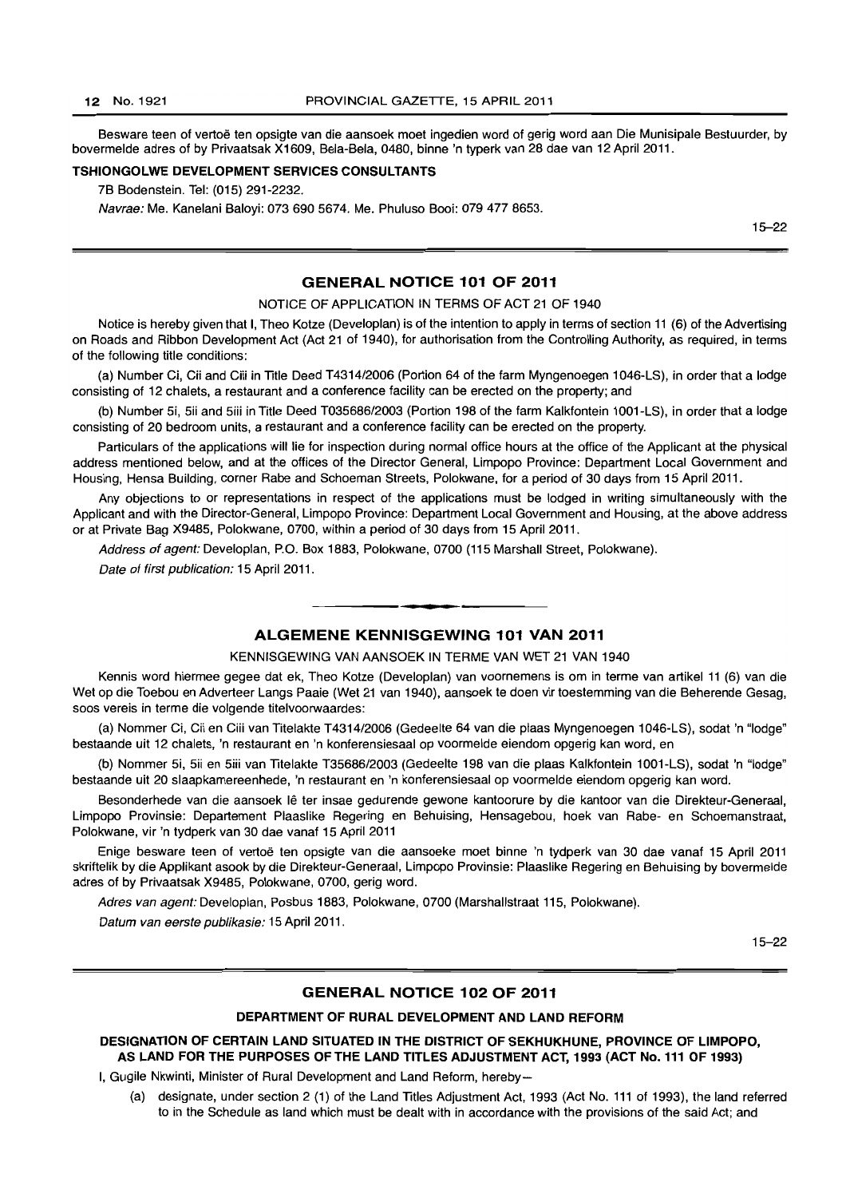Besware teen of vertoë ten opsigte van die aansoek moet ingedien word of gerig word aan Die Munisipale Bestuurder, by bovermelde adres of by Privaatsak X1609, Bela-Bela, 0480, binne 'n typerk van 28 dae van 12 April 2011.

**TSHIONGOLWE DEVELOPMENT SERVICES CONSULTANTS**

7B Bodenstein. Tel: (015) 291-2232.

*Navrae:* Me. Kanelani Baloyi: 073 690 5674. Me. Phuluso Booi: 079 477 8653.

15–22

## GENERAL NOTICE 101 OF 2011

NOTICE OF APPLICATION IN TERMS OF ACT 21 OF 1940

Notice is hereby given that I, Theo Kotze (Developlan) is of the intention to apply in terms of section 11 (6) of the Advertising on Roads and Ribbon Development Act (Act 21 of 1940), for authorisation from the Controlling Authority, as required, in terms of the following title conditions:

(a) Number Ci, Cii and Ciii in Title Deed T4314/2006 (Portion 64 of the farm Myngenoegen 1046-LS), in order that a lodge consisting of 12 chalets, a restaurant and a conference facility can be erected on the property; and

(b) Number 5i, 5ii and 5iii in Title Deed T035686/2003 (Portion 198 of the farm Kalkfontein 1001-LS), in order that a lodge consisting of 20 bedroom units, a restaurant and a conference facility can be erected on the property.

Particulars of the applications will lie for inspection during normal office hours at the office of the Applicant at the physical address mentioned below, and at the offices of the Director General, Limpopo Province: Department Local Government and Housing, Hensa Building, corner Rabe and Schoeman Streets, Polokwane, for a period of 30 days from 15 April 2011.

Any objections to or representations in respect of the applications must be lodged in writing simultaneously with the Applicant and with the Director-General, Limpopo Province: Department Local Government and Housing, at the above address or at Private Bag X9485, Polokwane, 0700, within a period of 30 days from 15 April 2011.

*Address of agent:* Developlan, P.O. Box 1883, Polokwane, 0700 (115 Marshall Street, Polokwane).

*Date of first publication:* 15 April 2011.

## ALGEMENE KENNISGEWING 101 VAN 2011

KENNISGEWING VAN AANSOEK IN TERME VAN WET 21 VAN 1940

Kennis word hiermee gegee dat ek, Theo Kotze (Developlan) van voornemens is om in terme van artikel 11 (6) van die Wet op die Toebou en Adverteer Langs Paaie (Wet 21 van 1940), aansoek te doen vir toestemming van die Beherende Gesag, soos vereis in terme die volgende titelvoorwaardes:

(a) Nommer Ci, Cii en Ciii van Titelakte T4314/2006 (Gedeelte 64 van die plaas Myngenoegen 1046-LS), sodat 'n "lodge" bestaande uit 12 chalets, 'n restaurant en 'n konferensiesaal op voormelde eiendom opgerig kan word, en

(b) Nommer 5i, 5ii en 5iii van Titelakte T35686/2003 (Gedeelte 198 van die plaas Kalkfontein 1001-LS), sodat 'n "lodge" bestaande uit 20 slaapkamereenhede, 'n restaurant en 'n konferensiesaal op voormelde eiendom opgerig kan word.

Besonderhede van die aansoek lê ter insae gedurende gewone kantoorure by die kantoor van die Direkteur-Generaal, Limpopo Provinsie: Departement Plaaslike Regering en Behuising, Hensagebou, hoek van Rabe- en Schoemanstraat, Polokwane, vir 'n tydperk van 30 dae vanaf 15 April 2011

Enige besware teen of vertoë ten opsigte van die aansoeke moet binne 'n tydperk van 30 dae vanaf 15 April 2011 skriftelik by die Applikant asook by die Direkteur-Generaal, Limpopo Provinsie: Plaaslike Regering en Behuising by bovermelde adres of by Privaatsak X9485, Polokwane, 0700, gerig word.

*Adres van agent:* Developlan, Posbus 1883, Polokwane, 0700 (Marshallstraat 115, Polokwane).

*Datum van eerste publikasie:* 15 April 2011.

15–22

## GENERAL NOTICE 102 OF 2011

**DEPARTMENT OF RURAL DEVELOPMENT AND LAND REFORM**

**DESIGNATION OF CERTAIN LAND SITUATED IN THE DISTRICT OF SEKHUKHUNE, PROVINCE OF LIMPOPO, AS LAND FOR THE PURPOSES OF THE LAND TITLES ADJUSTMENT ACT, 1993 (ACT No. 111 OF 1993)**

I, Gugile Nkwinti, Minister of Rural Development and Land Reform, hereby—

(a) designate, under section 2 (1) of the Land Titles Adjustment Act, 1993 (Act No. 111 of 1993), the land referred to in the Schedule as land which must be dealt with in accordance with the provisions of the said Act; and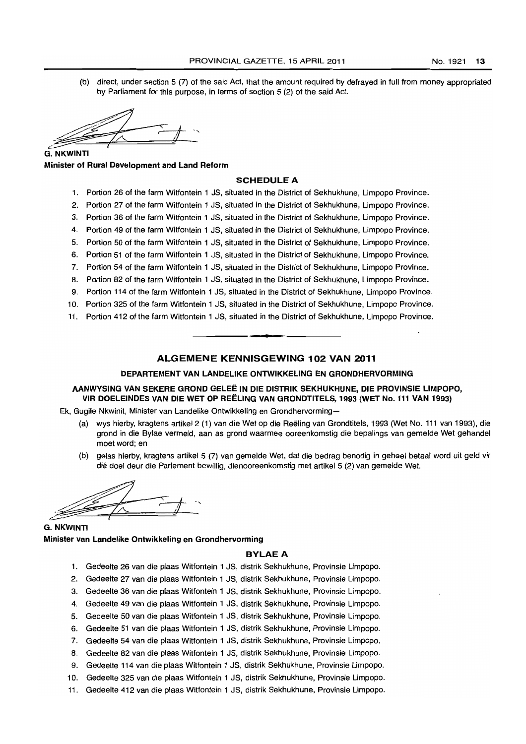(b) direct, under section 5 (7) of the said Act, that the amount required by defrayed in full from money appropriated by Parliament for this purpose, in terms of section 5 (2) of the said Act.

**G. NKWINTI**
**Minister of Rural Development and Land Reform**

### SCHEDULE A

1. Portion 26 of the farm Witfontein 1 JS, situated in the District of Sekhukhune, Limpopo Province.
2. Portion 27 of the farm Witfontein 1 JS, situated in the District of Sekhukhune, Limpopo Province.
3. Portion 36 of the farm Witfontein 1 JS, situated in the District of Sekhukhune, Limpopo Province.
4. Portion 49 of the farm Witfontein 1 JS, situated in the District of Sekhukhune, Limpopo Province.
5. Portion 50 of the farm Witfontein 1 JS, situated in the District of Sekhukhune, Limpopo Province.
6. Portion 51 of the farm Witfontein 1 JS, situated in the District of Sekhukhune, Limpopo Province.
7. Portion 54 of the farm Witfontein 1 JS, situated in the District of Sekhukhune, Limpopo Province.
8. Portion 82 of the farm Witfontein 1 JS, situated in the District of Sekhukhune, Limpopo Province.
9. Portion 114 of the farm Witfontein 1 JS, situated in the District of Sekhukhune, Limpopo Province.
10. Portion 325 of the farm Witfontein 1 JS, situated in the District of Sekhukhune, Limpopo Province.
11. Portion 412 of the farm Witfontein 1 JS, situated in the District of Sekhukhune, Limpopo Province.

## ALGEMENE KENNISGEWING 102 VAN 2011

### DEPARTEMENT VAN LANDELIKE ONTWIKKELING EN GRONDHERVORMING

### AANWYSING VAN SEKERE GROND GELEË IN DIE DISTRIK SEKHUKHUNE, DIE PROVINSIE LIMPOPO, VIR DOELEINDES VAN DIE WET OP REËLING VAN GRONDTITELS, 1993 (WET No. 111 VAN 1993)

Ek, Gugile Nkwinit, Minister van Landelike Ontwikkeling en Grondhervorming—

(a) wys hierby, kragtens artikel 2 (1) van die Wet op die Reëling van Grondtitels, 1993 (Wet No. 111 van 1993), die grond in die Bylae vermeld, aan as grond waarmee ooreenkomstig die bepalings van gemelde Wet gehandel moet word; en

(b) gelas hierby, kragtens artikel 5 (7) van gemelde Wet, dat die bedrag benodig in geheel betaal word uit geld vir dié doel deur die Parlement bewillig, dienooreenkomstig met artikel 5 (2) van gemelde Wet.

**G. NKWINTI**
**Minister van Landelike Ontwikkeling en Grondhervorming**

### BYLAE A

1. Gedeelte 26 van die plaas Witfontein 1 JS, distrik Sekhukhune, Provinsie Limpopo.
2. Gedeelte 27 van die plaas Witfontein 1 JS, distrik Sekhukhune, Provinsie Limpopo.
3. Gedeelte 36 van die plaas Witfontein 1 JS, distrik Sekhukhune, Provinsie Limpopo.
4. Gedeelte 49 van die plaas Witfontein 1 JS, distrik Sekhukhune, Provinsie Limpopo.
5. Gedeelte 50 van die plaas Witfontein 1 JS, distrik Sekhukhune, Provinsie Limpopo.
6. Gedeelte 51 van die plaas Witfontein 1 JS, distrik Sekhukhune, Provinsie Limpopo.
7. Gedeelte 54 van die plaas Witfontein 1 JS, distrik Sekhukhune, Provinsie Limpopo.
8. Gedeelte 82 van die plaas Witfontein 1 JS, distrik Sekhukhune, Provinsie Limpopo.
9. Gedeelte 114 van die plaas Witfontein 1 JS, distrik Sekhukhune, Provinsie Limpopo.
10. Gedeelte 325 van die plaas Witfontein 1 JS, distrik Sekhukhune, Provinsie Limpopo.
11. Gedeelte 412 van die plaas Witfontein 1 JS, distrik Sekhukhune, Provinsie Limpopo.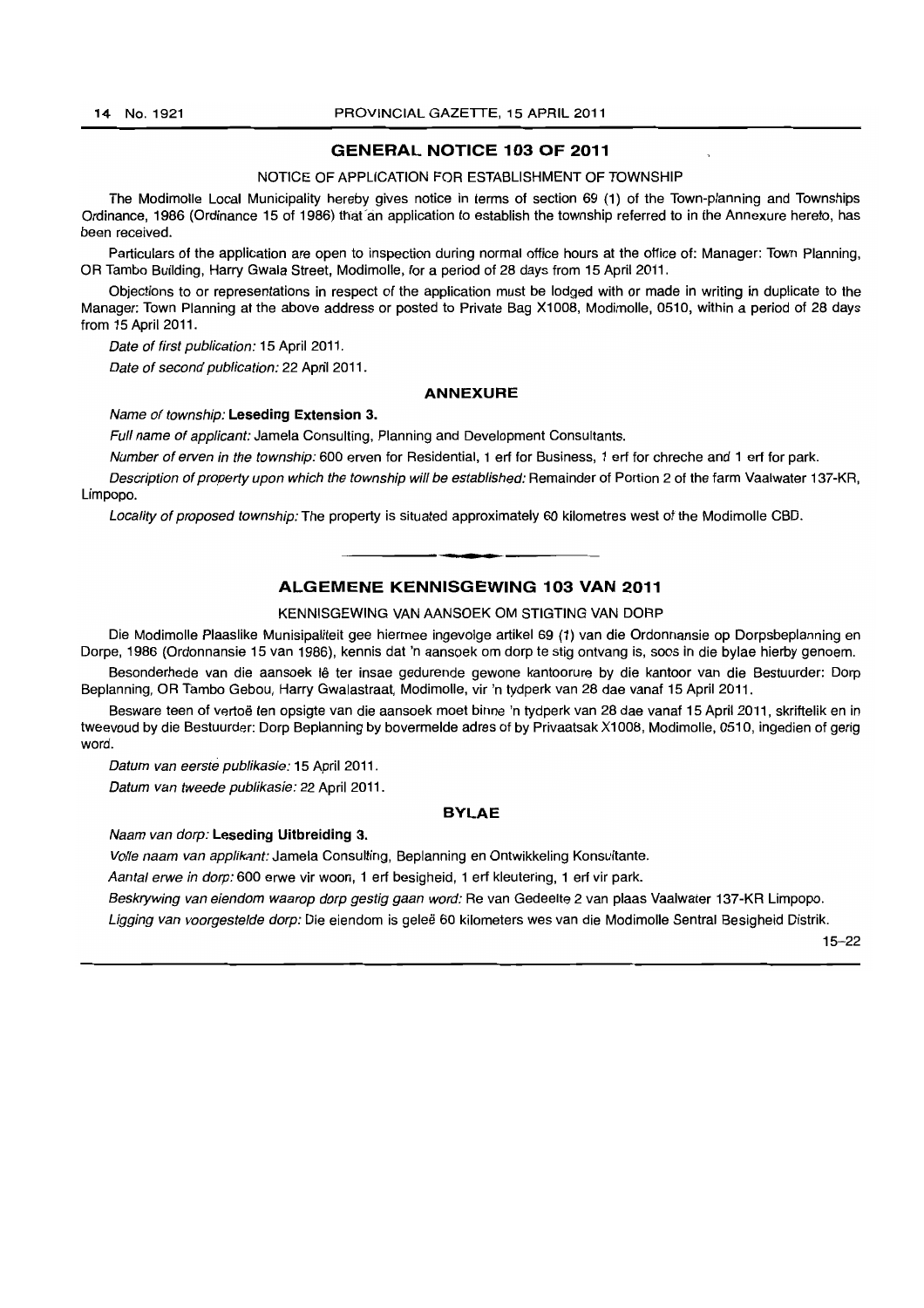## GENERAL NOTICE 103 OF 2011

NOTICE OF APPLICATION FOR ESTABLISHMENT OF TOWNSHIP

The Modimolle Local Municipality hereby gives notice in terms of section 69 (1) of the Town-planning and Townships Ordinance, 1986 (Ordinance 15 of 1986) that an application to establish the township referred to in the Annexure hereto, has been received.

Particulars of the application are open to inspection during normal office hours at the office of: Manager: Town Planning, OR Tambo Building, Harry Gwala Street, Modimolle, for a period of 28 days from 15 April 2011.

Objections to or representations in respect of the application must be lodged with or made in writing in duplicate to the Manager: Town Planning at the above address or posted to Private Bag X1008, Modimolle, 0510, within a period of 28 days from 15 April 2011.

*Date of first publication:* 15 April 2011.

*Date of second publication:* 22 April 2011.

### ANNEXURE

*Name of township:* **Leseding Extension 3.**

*Full name of applicant:* Jamela Consulting, Planning and Development Consultants.

*Number of erven in the township:* 600 erven for Residential, 1 erf for Business, 1 erf for chreche and 1 erf for park.

*Description of property upon which the township will be established:* Remainder of Portion 2 of the farm Vaalwater 137-KR, Limpopo.

*Locality of proposed township:* The property is situated approximately 60 kilometres west of the Modimolle CBD.

---

## ALGEMENE KENNISGEWING 103 VAN 2011

KENNISGEWING VAN AANSOEK OM STIGTING VAN DORP

Die Modimolle Plaaslike Munisipaliteit gee hiermee ingevolge artikel 69 (1) van die Ordonnansie op Dorpsbeplanning en Dorpe, 1986 (Ordonnansie 15 van 1986), kennis dat 'n aansoek om dorp te stig ontvang is, soos in die bylae hierby genoem.

Besonderhede van die aansoek lê ter insae gedurende gewone kantoorure by die kantoor van die Bestuurder: Dorp Beplanning, OR Tambo Gebou, Harry Gwalastraat, Modimolle, vir 'n tydperk van 28 dae vanaf 15 April 2011.

Besware teen of vertoë ten opsigte van die aansoek moet binne 'n tydperk van 28 dae vanaf 15 April 2011, skriftelik en in tweevoud by die Bestuurder: Dorp Beplanning by bovermelde adres of by Privaatsak X1008, Modimolle, 0510, ingedien of gerig word.

*Datum van eerste publikasie:* 15 April 2011.

*Datum van tweede publikasie:* 22 April 2011.

### BYLAE

*Naam van dorp:* **Leseding Uitbreiding 3.**

*Volle naam van applikant:* Jamela Consulting, Beplanning en Ontwikkeling Konsultante.

*Aantal erwe in dorp:* 600 erwe vir woon, 1 erf besigheid, 1 erf kleutering, 1 erf vir park.

*Beskrywing van eiendom waarop dorp gestig gaan word:* Re van Gedeelte 2 van plaas Vaalwater 137-KR Limpopo.

*Ligging van voorgestelde dorp:* Die eiendom is geleë 60 kilometers wes van die Modimolle Sentral Besigheid Distrik.

15–22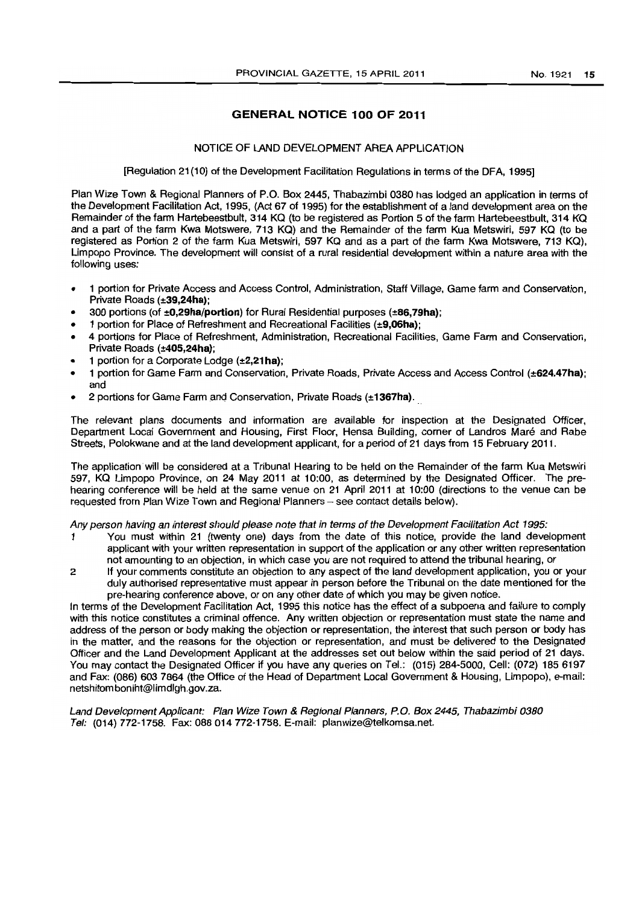## GENERAL NOTICE 100 OF 2011

### NOTICE OF LAND DEVELOPMENT AREA APPLICATION

[Regulation 21(10) of the Development Facilitation Regulations in terms of the DFA, 1995]

Plan Wize Town & Regional Planners of P.O. Box 2445, Thabazimbi 0380 has lodged an application in terms of the Development Facilitation Act, 1995, (Act 67 of 1995) for the establishment of a land development area on the Remainder of the farm Hartebeestbult, 314 KQ (to be registered as Portion 5 of the farm Hartebeestbult, 314 KQ and a part of the farm Kwa Motswere, 713 KQ) and the Remainder of the farm Kua Metswiri, 597 KQ (to be registered as Portion 2 of the farm Kua Metswiri, 597 KQ and as a part of the farm Kwa Motswere, 713 KQ), Limpopo Province. The development will consist of a rural residential development within a nature area with the following uses:

- 1 portion for Private Access and Access Control, Administration, Staff Village, Game farm and Conservation, Private Roads (**±39,24ha**);
- 300 portions (of **±0,29ha/portion**) for Rural Residential purposes (**±86,79ha**);
- 1 portion for Place of Refreshment and Recreational Facilities (**±9,06ha**);
- 4 portions for Place of Refreshment, Administration, Recreational Facilities, Game Farm and Conservation, Private Roads (**±405,24ha**);
- 1 portion for a Corporate Lodge (**±2,21ha**);
- 1 portion for Game Farm and Conservation, Private Roads, Private Access and Access Control (**±624.47ha**); and
- 2 portions for Game Farm and Conservation, Private Roads (**±1367ha**).

The relevant plans documents and information are available for inspection at the Designated Officer, Department Local Government and Housing, First Floor, Hensa Building, corner of Landros Maré and Rabe Streets, Polokwane and at the land development applicant, for a period of 21 days from 15 February 2011.

The application will be considered at a Tribunal Hearing to be held on the Remainder of the farm Kua Metswiri 597, KQ Limpopo Province, on 24 May 2011 at 10:00, as determined by the Designated Officer. The pre-hearing conference will be held at the same venue on 21 April 2011 at 10:00 (directions to the venue can be requested from Plan Wize Town and Regional Planners – see contact details below).

*Any person having an interest should please note that in terms of the Development Facilitation Act 1995:*

1. You must within 21 (twenty one) days from the date of this notice, provide the land development applicant with your written representation in support of the application or any other written representation not amounting to an objection, in which case you are not required to attend the tribunal hearing, or
2. If your comments constitute an objection to any aspect of the land development application, you or your duly authorised representative must appear in person before the Tribunal on the date mentioned for the pre-hearing conference above, or on any other date of which you may be given notice.

In terms of the Development Facilitation Act, 1995 this notice has the effect of a subpoena and failure to comply with this notice constitutes a criminal offence. Any written objection or representation must state the name and address of the person or body making the objection or representation, the interest that such person or body has in the matter, and the reasons for the objection or representation, and must be delivered to the Designated Officer and the Land Development Applicant at the addresses set out below within the said period of 21 days. You may contact the Designated Officer if you have any queries on Tel.: (015) 284-5000, Cell: (072) 185 6197 and Fax: (086) 603 7864 (the Office of the Head of Department Local Government & Housing, Limpopo), e-mail: netshitombonint@limdlgh.gov.za.

*Land Development Applicant: Plan Wize Town & Regional Planners, P.O. Box 2445, Thabazimbi 0380*
*Tel:* (014) 772-1758. Fax: 088 014 772-1758. E-mail: planwize@telkomsa.net.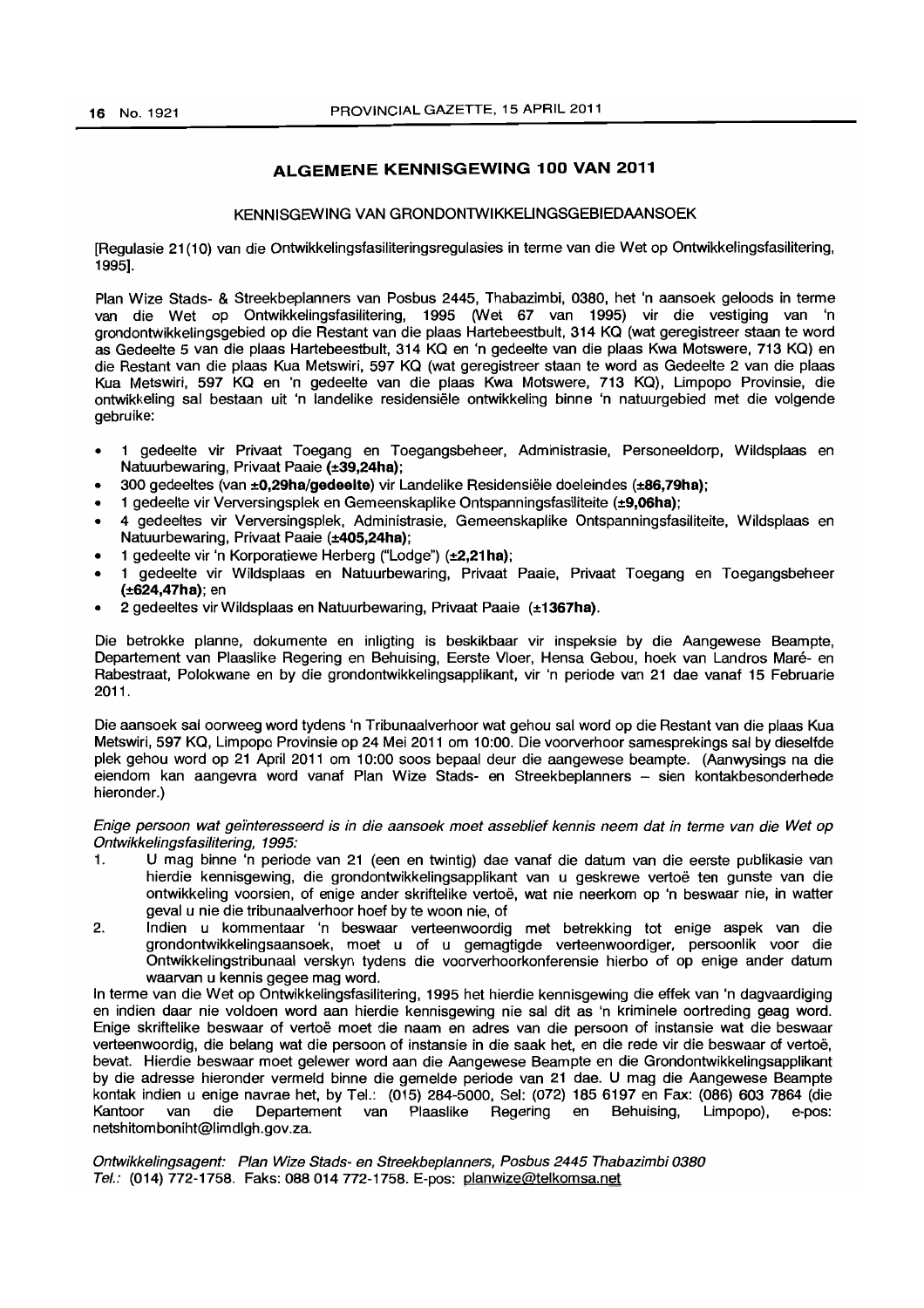## ALGEMENE KENNISGEWING 100 VAN 2011

KENNISGEWING VAN GRONDONTWIKKELINGSGEBIEDAANSOEK

[Regulasie 21(10) van die Ontwikkelingsfasiliteringsregulasies in terme van die Wet op Ontwikkelingsfasilitering, 1995].

Plan Wize Stads- & Streekbeplanners van Posbus 2445, Thabazimbi, 0380, het 'n aansoek geloods in terme van die Wet op Ontwikkelingsfasilitering, 1995 (Wet 67 van 1995) vir die vestiging van 'n grondontwikkelingsgebied op die Restant van die plaas Hartebeestbult, 314 KQ (wat geregistreer staan te word as Gedeelte 5 van die plaas Hartebeestbult, 314 KQ en 'n gedeelte van die plaas Kwa Motswere, 713 KQ) en die Restant van die plaas Kua Metswiri, 597 KQ (wat geregistreer staan te word as Gedeelte 2 van die plaas Kua Metswiri, 597 KQ en 'n gedeelte van die plaas Kwa Motswere, 713 KQ), Limpopo Provinsie, die ontwikkeling sal bestaan uit 'n landelike residensiële ontwikkeling binne 'n natuurgebied met die volgende gebruike:

- 1 gedeelte vir Privaat Toegang en Toegangsbeheer, Administrasie, Personeeldorp, Wildsplaas en Natuurbewaring, Privaat Paaie **(±39,24ha)**;
- 300 gedeeltes (van **±0,29ha/gedeelte**) vir Landelike Residensiële doeleindes **(±86,79ha)**;
- 1 gedeelte vir Verversingsplek en Gemeenskaplike Ontspanningsfasiliteite **(±9,06ha)**;
- 4 gedeeltes vir Verversingsplek, Administrasie, Gemeenskaplike Ontspanningsfasiliteite, Wildsplaas en Natuurbewaring, Privaat Paaie **(±405,24ha)**;
- 1 gedeelte vir 'n Korporatiewe Herberg ("Lodge") **(±2,21ha)**;
- 1 gedeelte vir Wildsplaas en Natuurbewaring, Privaat Paaie, Privaat Toegang en Toegangsbeheer **(±624,47ha)**; en
- 2 gedeeltes vir Wildsplaas en Natuurbewaring, Privaat Paaie **(±1367ha)**.

Die betrokke planne, dokumente en inligting is beskikbaar vir inspeksie by die Aangewese Beampte, Departement van Plaaslike Regering en Behuising, Eerste Vloer, Hensa Gebou, hoek van Landros Maré- en Rabestraat, Polokwane en by die grondontwikkelingsapplikant, vir 'n periode van 21 dae vanaf 15 Februarie 2011.

Die aansoek sal oorweeg word tydens 'n Tribunaalverhoor wat gehou sal word op die Restant van die plaas Kua Metswiri, 597 KQ, Limpopo Provinsie op 24 Mei 2011 om 10:00. Die voorverhoor samesprekings sal by dieselfde plek gehou word op 21 April 2011 om 10:00 soos bepaal deur die aangewese beampte. (Aanwysings na die eiendom kan aangevra word vanaf Plan Wize Stads- en Streekbeplanners – sien kontakbesonderhede hieronder.)

*Enige persoon wat geïnteresseerd is in die aansoek moet asseblief kennis neem dat in terme van die Wet op Ontwikkelingsfasilitering, 1995:*

1. U mag binne 'n periode van 21 (een en twintig) dae vanaf die datum van die eerste publikasie van hierdie kennisgewing, die grondontwikkelingsapplikant van u geskrewe vertoë ten gunste van die ontwikkeling voorsien, of enige ander skriftelike vertoë, wat nie neerkom op 'n beswaar nie, in watter geval u nie die tribunaalverhoor hoef by te woon nie, of
2. Indien u kommentaar 'n beswaar verteenwoordig met betrekking tot enige aspek van die grondontwikkelingsaansoek, moet u of u gemagtigde verteenwoordiger, persoonlik voor die Ontwikkelingstribunaal verskyn tydens die voorverhoorkonferensie hierbo of op enige ander datum waarvan u kennis gegee mag word.

In terme van die Wet op Ontwikkelingsfasilitering, 1995 het hierdie kennisgewing die effek van 'n dagvaardiging en indien daar nie voldoen word aan hierdie kennisgewing nie sal dit as 'n kriminele oortreding geag word. Enige skriftelike beswaar of vertoë moet die naam en adres van die persoon of instansie wat die beswaar verteenwoordig, die belang wat die persoon of instansie in die saak het, en die rede vir die beswaar of vertoë, bevat. Hierdie beswaar moet gelewer word aan die Aangewese Beampte en die Grondontwikkelingsapplikant by die adresse hieronder vermeld binne die gemelde periode van 21 dae. U mag die Aangewese Beampte kontak indien u enige navrae het, by Tel.: (015) 284-5000, Sel: (072) 185 6197 en Fax: (086) 603 7864 (die Kantoor van die Departement van Plaaslike Regering en Behuising, Limpopo), e-pos: netshitomboniht@limdlgh.gov.za.

*Ontwikkelingsagent: Plan Wize Stads- en Streekbeplanners, Posbus 2445 Thabazimbi 0380*
*Tel.:* (014) 772-1758. Faks: 088 014 772-1758. E-pos: planwize@telkomsa.net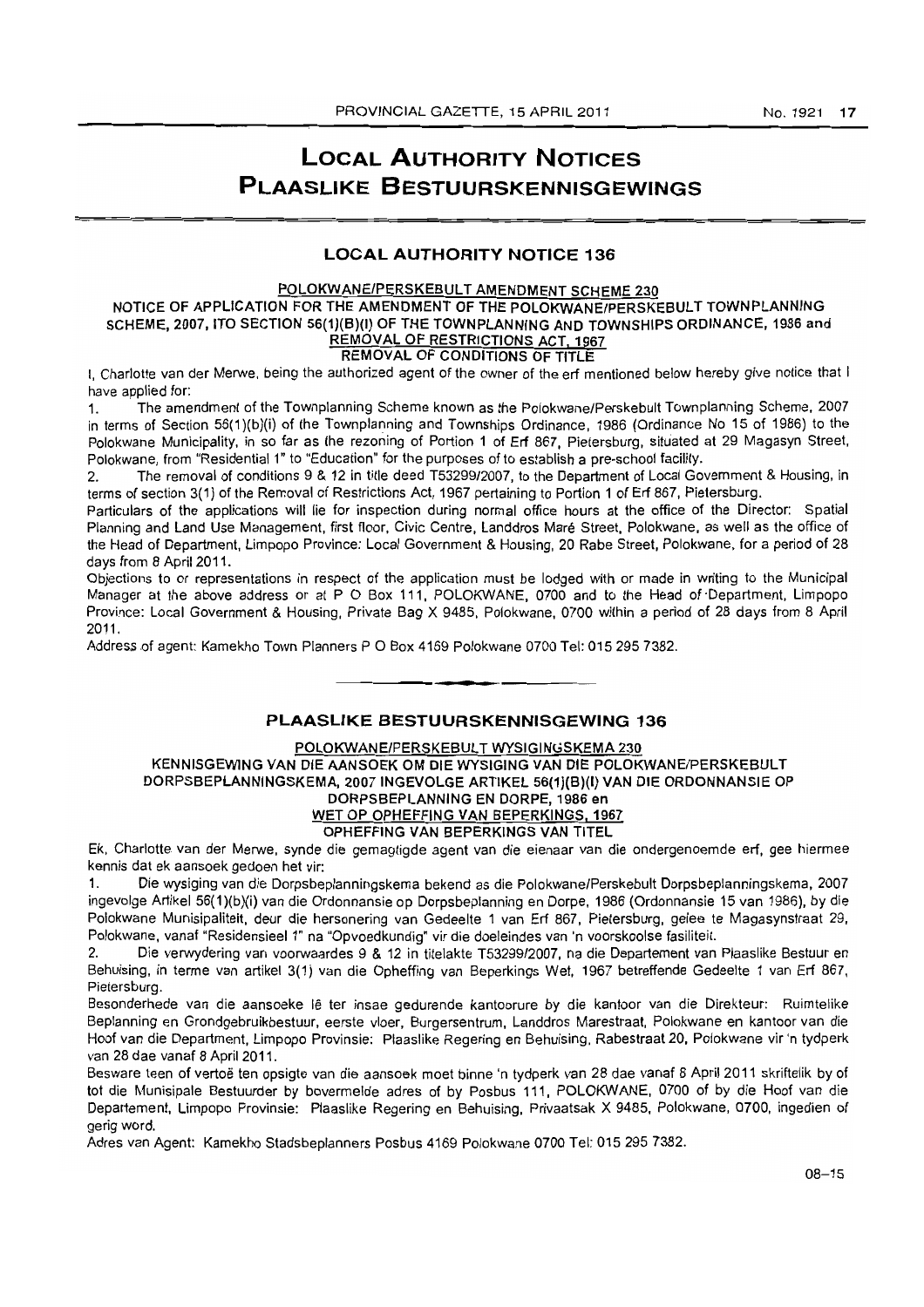# LOCAL AUTHORITY NOTICES
# PLAASLIKE BESTUURSKENNISGEWINGS

## LOCAL AUTHORITY NOTICE 136

POLOKWANE/PERSKEBULT AMENDMENT SCHEME 230

NOTICE OF APPLICATION FOR THE AMENDMENT OF THE POLOKWANE/PERSKEBULT TOWNPLANNING SCHEME, 2007, ITO SECTION 56(1)(B)(I) OF THE TOWNPLANNING AND TOWNSHIPS ORDINANCE, 1986 and REMOVAL OF RESTRICTIONS ACT, 1967

REMOVAL OF CONDITIONS OF TITLE

I, Charlotte van der Merwe, being the authorized agent of the owner of the erf mentioned below hereby give notice that I have applied for:

1. The amendment of the Townplanning Scheme known as the Polokwane/Perskebult Townplanning Scheme, 2007 in terms of Section 56(1)(b)(i) of the Townplanning and Townships Ordinance, 1986 (Ordinance No 15 of 1986) to the Polokwane Municipality, in so far as the rezoning of Portion 1 of Erf 867, Pietersburg, situated at 29 Magasyn Street, Polokwane, from "Residential 1" to "Education" for the purposes of to establish a pre-school facility.
2. The removal of conditions 9 & 12 in title deed T53299/2007, to the Department of Local Government & Housing, in terms of section 3(1) of the Removal of Restrictions Act, 1967 pertaining to Portion 1 of Erf 867, Pietersburg.

Particulars of the applications will lie for inspection during normal office hours at the office of the Director: Spatial Planning and Land Use Management, first floor, Civic Centre, Landdros Maré Street, Polokwane, as well as the office of the Head of Department, Limpopo Province: Local Government & Housing, 20 Rabe Street, Polokwane, for a period of 28 days from 8 April 2011.

Objections to or representations in respect of the application must be lodged with or made in writing to the Municipal Manager at the above address or at P O Box 111, POLOKWANE, 0700 and to the Head of Department, Limpopo Province: Local Government & Housing, Private Bag X 9485, Polokwane, 0700 within a period of 28 days from 8 April 2011.

Address of agent: Kamekho Town Planners P O Box 4169 Polokwane 0700 Tel: 015 295 7382.

## PLAASLIKE BESTUURSKENNISGEWING 136

POLOKWANE/PERSKEBULT WYSIGINGSKEMA 230

KENNISGEWING VAN DIE AANSOEK OM DIE WYSIGING VAN DIE POLOKWANE/PERSKEBULT DORPSBEPLANNINGSKEMA, 2007 INGEVOLGE ARTIKEL 56(1)(B)(I) VAN DIE ORDONNANSIE OP DORPSBEPLANNING EN DORPE, 1986 en WET OP OPHEFFING VAN BEPERKINGS, 1967

OPHEFFING VAN BEPERKINGS VAN TITEL

Ek, Charlotte van der Merwe, synde die gemagtigde agent van die eienaar van die ondergenoemde erf, gee hiermee kennis dat ek aansoek gedoen het vir:

1. Die wysiging van die Dorpsbeplanningskema bekend as die Polokwane/Perskebult Dorpsbeplanningskema, 2007 ingevolge Artikel 56(1)(b)(i) van die Ordonnansie op Dorpsbeplanning en Dorpe, 1986 (Ordonnansie 15 van 1986), by die Polokwane Munisipaliteit, deur die hersonering van Gedeelte 1 van Erf 867, Pietersburg, geleë te Magasynstraat 29, Polokwane, vanaf "Residensieel 1" na "Opvoedkundig" vir die doeleindes van 'n voorskoolse fasiliteit.
2. Die verwydering van voorwaardes 9 & 12 in titelakte T53299/2007, na die Departement van Plaaslike Bestuur en Behuising, in terme van artikel 3(1) van die Opheffing van Beperkings Wet, 1967 betreffende Gedeelte 1 van Erf 867, Pietersburg.

Besonderhede van die aansoeke lê ter insae gedurende kantoorure by die kantoor van die Direkteur: Ruimtelike Beplanning en Grondgebruikbestuur, eerste vloer, Burgersentrum, Landdros Marestraat, Polokwane en kantoor van die Hoof van die Department, Limpopo Provinsie: Plaaslike Regering en Behuising, Rabestraat 20, Polokwane vir 'n tydperk van 28 dae vanaf 8 April 2011.

Besware teen of vertoë ten opsigte van die aansoek moet binne 'n tydperk van 28 dae vanaf 8 April 2011 skriftelik by of tot die Munisipale Bestuurder by bovermelde adres of by Posbus 111, POLOKWANE, 0700 of by die Hoof van die Departement, Limpopo Provinsie: Plaaslike Regering en Behuising, Privaatsak X 9485, Polokwane, 0700, ingedien of gerig word.

Adres van Agent: Kamekho Stadsbeplanners Posbus 4169 Polokwane 0700 Tel: 015 295 7382.

08–15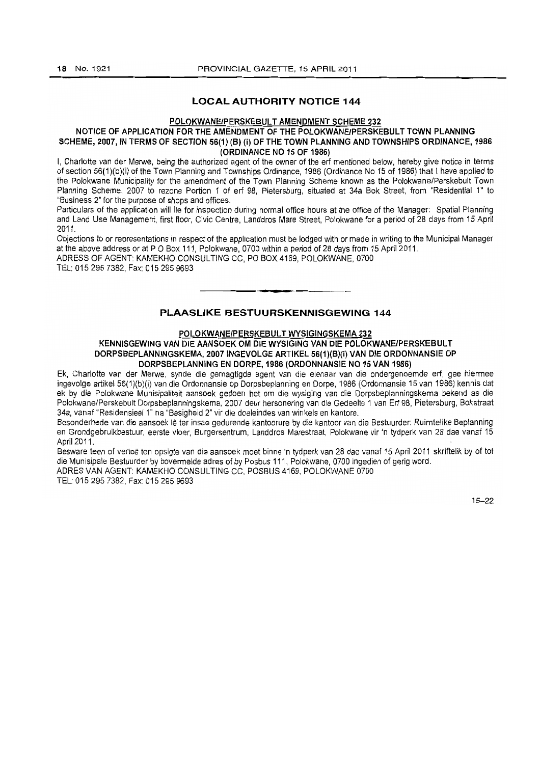## LOCAL AUTHORITY NOTICE 144

**POLOKWANE/PERSKEBULT AMENDMENT SCHEME 232**

**NOTICE OF APPLICATION FOR THE AMENDMENT OF THE POLOKWANE/PERSKEBULT TOWN PLANNING SCHEME, 2007, IN TERMS OF SECTION 56(1) (B) (i) OF THE TOWN PLANNING AND TOWNSHIPS ORDINANCE, 1986 (ORDINANCE NO 15 OF 1986)**

I, Charlotte van der Merwe, being the authorized agent of the owner of the erf mentioned below, hereby give notice in terms of section 56(1)(b)(i) of the Town Planning and Townships Ordinance, 1986 (Ordinance No 15 of 1986) that I have applied to the Polokwane Municipality for the amendment of the Town Planning Scheme known as the Polokwane/Perskebult Town Planning Scheme, 2007 to rezone Portion 1 of erf 98, Pietersburg, situated at 34a Bok Street, from "Residential 1" to "Business 2" for the purpose of shops and offices.

Particulars of the application will lie for inspection during normal office hours at the office of the Manager: Spatial Planning and Land Use Management, first floor, Civic Centre, Landdros Mare Street, Polokwane for a period of 28 days from 15 April 2011.

Objections to or representations in respect of the application must be lodged with or made in writing to the Municipal Manager at the above address or at P O Box 111, Polokwane, 0700 within a period of 28 days from 15 April 2011.

ADRESS OF AGENT: KAMEKHO CONSULTING CC, PO BOX 4169, POLOKWANE, 0700

TEL: 015 295 7382, Fax: 015 295 9693

---

## PLAASLIKE BESTUURSKENNISGEWING 144

**POLOKWANE/PERSKEBULT WYSIGINGSKEMA 232**

**KENNISGEWING VAN DIE AANSOEK OM DIE WYSIGING VAN DIE POLOKWANE/PERSKEBULT DORPSBEPLANNINGSKEMA, 2007 INGEVOLGE ARTIKEL 56(1)(B)(i) VAN DIE ORDONNANSIE OP DORPSBEPLANNING EN DORPE, 1986 (ORDONNANSIE NO 15 VAN 1986)**

Ek, Charlotte van der Merwe, synde die gemagtigde agent van die eienaar van die ondergenoemde erf, gee hiermee ingevolge artikel 56(1)(b)(i) van die Ordonnansie op Dorpsbeplanning en Dorpe, 1986 (Ordonnansie 15 van 1986) kennis dat ek by die Polokwane Munisipaliteit aansoek gedoen het om die wysiging van die Dorpsbeplanningskema bekend as die Polokwane/Perskebult Dorpsbeplanningskema, 2007 deur hersonering van die Gedeelte 1 van Erf 98, Pietersburg, Bokstraat 34a, vanaf "Residensieel 1" na "Besigheid 2" vir die doeleindes van winkels en kantore.

Besonderhede van die aansoek lê ter insae gedurende kantoorure by die kantoor van die Bestuurder: Ruimtelike Beplanning en Grondgebruikbestuur, eerste vloer, Burgersentrum, Landdros Marestraat, Polokwane vir 'n tydperk van 28 dae vanaf 15 April 2011.

Besware teen of vertoë ten opsigte van die aansoek moet binne 'n tydperk van 28 dae vanaf 15 April 2011 skriftelik by of tot die Munisipale Bestuurder by bovermelde adres of by Posbus 111, Polokwane, 0700 ingedien of gerig word.

ADRES VAN AGENT: KAMEKHO CONSULTING CC, POSBUS 4169, POLOKWANE 0700

TEL: 015 295 7382, Fax: 015 295 9693

15–22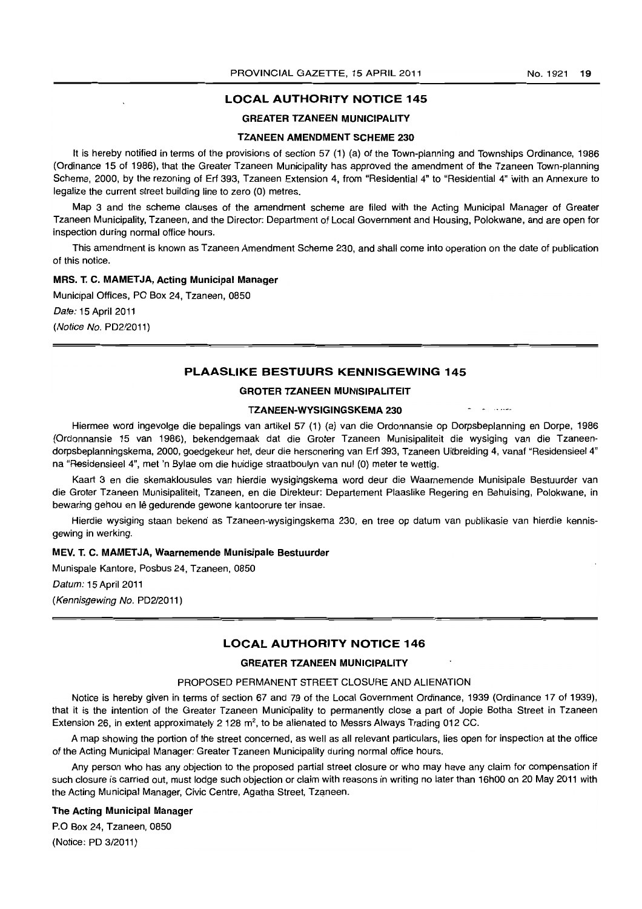## LOCAL AUTHORITY NOTICE 145

### GREATER TZANEEN MUNICIPALITY

### TZANEEN AMENDMENT SCHEME 230

It is hereby notified in terms of the provisions of section 57 (1) (a) of the Town-planning and Townships Ordinance, 1986 (Ordinance 15 of 1986), that the Greater Tzaneen Municipality has approved the amendment of the Tzaneen Town-planning Scheme, 2000, by the rezoning of Erf 393, Tzaneen Extension 4, from "Residential 4" to "Residential 4" with an Annexure to legalize the current street building line to zero (0) metres.

Map 3 and the scheme clauses of the amendment scheme are filed with the Acting Municipal Manager of Greater Tzaneen Municipality, Tzaneen, and the Director: Department of Local Government and Housing, Polokwane, and are open for inspection during normal office hours.

This amendment is known as Tzaneen Amendment Scheme 230, and shall come into operation on the date of publication of this notice.

**MRS. T. C. MAMETJA, Acting Municipal Manager**

Municipal Offices, PO Box 24, Tzaneen, 0850

*Date:* 15 April 2011

(*Notice No.* PD2/2011)

## PLAASLIKE BESTUURS KENNISGEWING 145

### GROTER TZANEEN MUNISIPALITEIT

### TZANEEN-WYSIGINGSKEMA 230

Hiermee word ingevolge die bepalings van artikel 57 (1) (a) van die Ordonnansie op Dorpsbeplanning en Dorpe, 1986 (Ordonnansie 15 van 1986), bekendgemaak dat die Groter Tzaneen Munisipaliteit die wysiging van die Tzaneen-dorpsbeplanningskema, 2000, goedgekeur het, deur die hersonering van Erf 393, Tzaneen Uitbreiding 4, vanaf "Residensieel 4" na "Residensieel 4", met 'n Bylae om die huidige straatboulyn van nul (0) meter te wettig.

Kaart 3 en die skemaklousules van hierdie wysigingskema word deur die Waarnemende Munisipale Bestuurder van die Groter Tzaneen Munisipaliteit, Tzaneen, en die Direkteur: Departement Plaaslike Regering en Behuising, Polokwane, in bewaring gehou en lê gedurende gewone kantoorure ter insae.

Hierdie wysiging staan bekend as Tzaneen-wysigingskema 230, en tree op datum van publikasie van hierdie kennisgewing in werking.

**MEV. T. C. MAMETJA, Waarnemende Munisipale Bestuurder**

Munispale Kantore, Posbus 24, Tzaneen, 0850

*Datum:* 15 April 2011

(*Kennisgewing No.* PD2/2011)

## LOCAL AUTHORITY NOTICE 146

### GREATER TZANEEN MUNICIPALITY

PROPOSED PERMANENT STREET CLOSURE AND ALIENATION

Notice is hereby given in terms of section 67 and 79 of the Local Government Ordinance, 1939 (Ordinance 17 of 1939), that it is the intention of the Greater Tzaneen Municipality to permanently close a part of Jopie Botha Street in Tzaneen Extension 26, in extent approximately 2 128 $m^2$, to be alienated to Messrs Always Trading 012 CC.

A map showing the portion of the street concerned, as well as all relevant particulars, lies open for inspection at the office of the Acting Municipal Manager: Greater Tzaneen Municipality during normal office hours.

Any person who has any objection to the proposed partial street closure or who may have any claim for compensation if such closure is carried out, must lodge such objection or claim with reasons in writing no later than 16h00 on 20 May 2011 with the Acting Municipal Manager, Civic Centre, Agatha Street, Tzaneen.

**The Acting Municipal Manager**

P.O Box 24, Tzaneen, 0850

(Notice: PD 3/2011)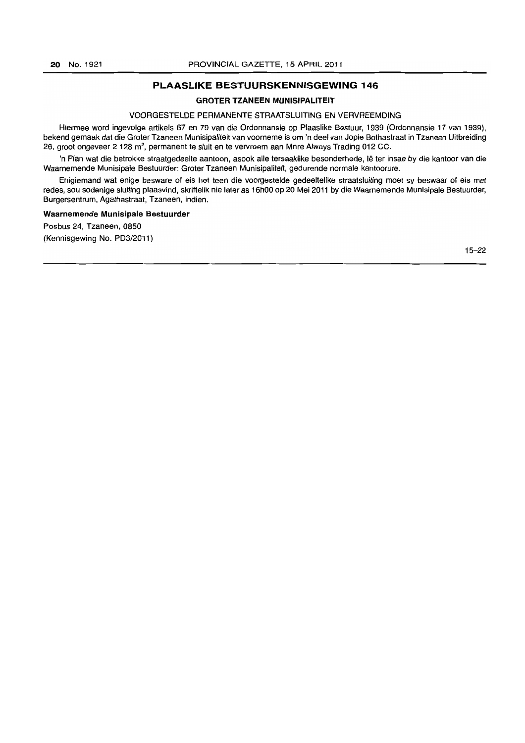## PLAASLIKE BESTUURSKENNISGEWING 146

### GROTER TZANEEN MUNISIPALITEIT

VOORGESTELDE PERMANENTE STRAATSLUITING EN VERVREEMDING

Hiermee word ingevolge artikels 67 en 79 van die Ordonnansie op Plaaslike Bestuur, 1939 (Ordonnansie 17 van 1939), bekend gemaak dat die Groter Tzaneen Munisipaliteit van voorneme is om 'n deel van Jopie Bothastraat in Tzaneen Uitbreiding 26, groot ongeveer 2 128 m$^2$, permanent te sluit en te vervreem aan Mnre Always Trading 012 CC.

'n Plan wat die betrokke straatgedeelte aantoon, asook alle tersaaklike besonderhede, lê ter insae by die kantoor van die Waarnemende Munisipale Bestuurder: Groter Tzaneen Munisipaliteit, gedurende normale kantoorure.

Enigiemand wat enige besware of eis het teen die voorgestelde gedeeltelike straatsluiting moet sy beswaar of eis met redes, sou sodanige sluiting plaasvind, skriftelik nie later as 16h00 op 20 Mei 2011 by die Waarnemende Munisipale Bestuurder, Burgersentrum, Agathastraat, Tzaneen, indien.

**Waarnemende Munisipale Bestuurder**

Posbus 24, Tzaneen, 0850

(Kennisgewing No. PD3/2011)

15–22